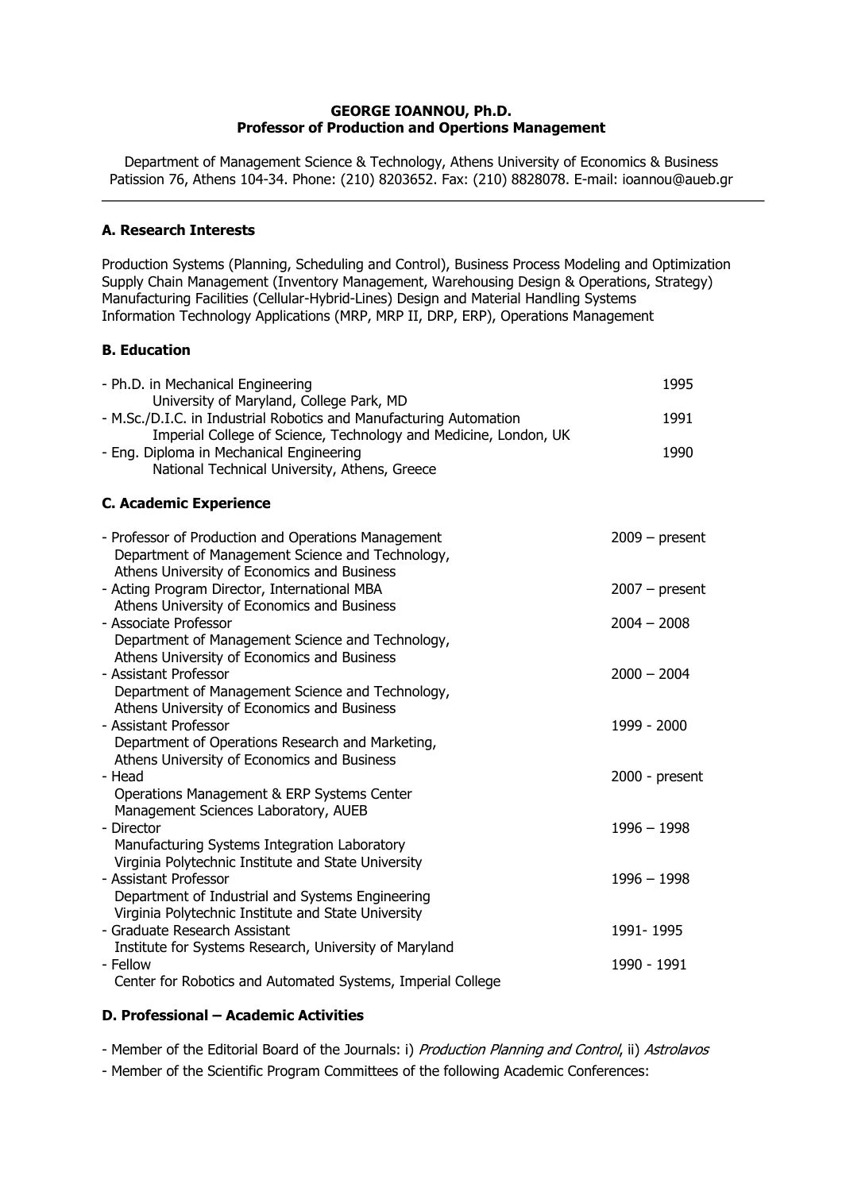**GEORGE IOANNOU, Ph.D.**
**Professor of Production and Opertions Management**

Department of Management Science & Technology, Athens University of Economics & Business
Patission 76, Athens 104-34. Phone: (210) 8203652. Fax: (210) 8828078. E-mail: ioannou@aueb.gr

---

### A. Research Interests

Production Systems (Planning, Scheduling and Control), Business Process Modeling and Optimization
Supply Chain Management (Inventory Management, Warehousing Design & Operations, Strategy)
Manufacturing Facilities (Cellular-Hybrid-Lines) Design and Material Handling Systems
Information Technology Applications (MRP, MRP II, DRP, ERP), Operations Management

### B. Education

- Ph.D. in Mechanical Engineering — 1995
  University of Maryland, College Park, MD
- M.Sc./D.I.C. in Industrial Robotics and Manufacturing Automation — 1991
  Imperial College of Science, Technology and Medicine, London, UK
- Eng. Diploma in Mechanical Engineering — 1990
  National Technical University, Athens, Greece

### C. Academic Experience

- Professor of Production and Operations Management — 2009 – present
  Department of Management Science and Technology,
  Athens University of Economics and Business
- Acting Program Director, International MBA — 2007 – present
  Athens University of Economics and Business
- Associate Professor — 2004 – 2008
  Department of Management Science and Technology,
  Athens University of Economics and Business
- Assistant Professor — 2000 – 2004
  Department of Management Science and Technology,
  Athens University of Economics and Business
- Assistant Professor — 1999 - 2000
  Department of Operations Research and Marketing,
  Athens University of Economics and Business
- Head — 2000 - present
  Operations Management & ERP Systems Center
  Management Sciences Laboratory, AUEB
- Director — 1996 – 1998
  Manufacturing Systems Integration Laboratory
  Virginia Polytechnic Institute and State University
- Assistant Professor — 1996 – 1998
  Department of Industrial and Systems Engineering
  Virginia Polytechnic Institute and State University
- Graduate Research Assistant — 1991- 1995
  Institute for Systems Research, University of Maryland
- Fellow — 1990 - 1991
  Center for Robotics and Automated Systems, Imperial College

### D. Professional – Academic Activities

- Member of the Editorial Board of the Journals: i) *Production Planning and Control*, ii) *Astrolavos*
- Member of the Scientific Program Committees of the following Academic Conferences: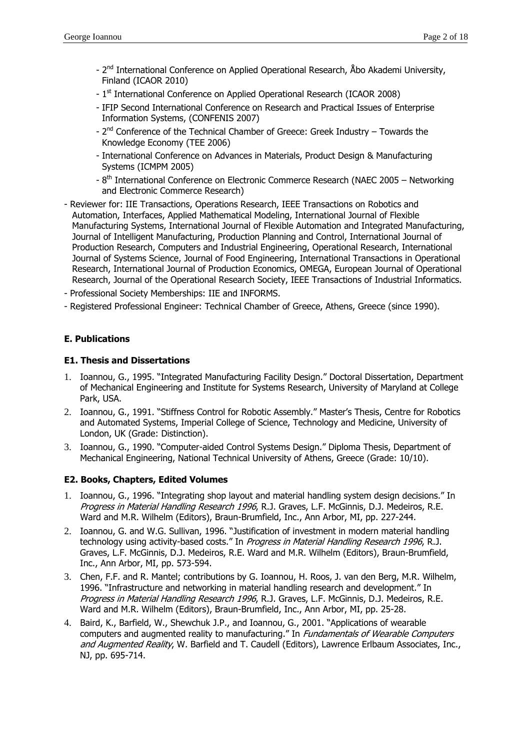- 2nd International Conference on Applied Operational Research, Åbo Akademi University, Finland (ICAOR 2010)
    - 1st International Conference on Applied Operational Research (ICAOR 2008)
    - IFIP Second International Conference on Research and Practical Issues of Enterprise Information Systems, (CONFENIS 2007)
    - 2nd Conference of the Technical Chamber of Greece: Greek Industry – Towards the Knowledge Economy (TEE 2006)
    - International Conference on Advances in Materials, Product Design & Manufacturing Systems (ICMPM 2005)
    - 8th International Conference on Electronic Commerce Research (NAEC 2005 – Networking and Electronic Commerce Research)
- Reviewer for: IIE Transactions, Operations Research, IEEE Transactions on Robotics and Automation, Interfaces, Applied Mathematical Modeling, International Journal of Flexible Manufacturing Systems, International Journal of Flexible Automation and Integrated Manufacturing, Journal of Intelligent Manufacturing, Production Planning and Control, International Journal of Production Research, Computers and Industrial Engineering, Operational Research, International Journal of Systems Science, Journal of Food Engineering, International Transactions in Operational Research, International Journal of Production Economics, OMEGA, European Journal of Operational Research, Journal of the Operational Research Society, IEEE Transactions of Industrial Informatics.
- Professional Society Memberships: IIE and INFORMS.
- Registered Professional Engineer: Technical Chamber of Greece, Athens, Greece (since 1990).

## E. Publications

### E1. Thesis and Dissertations

1. Ioannou, G., 1995. "Integrated Manufacturing Facility Design." Doctoral Dissertation, Department of Mechanical Engineering and Institute for Systems Research, University of Maryland at College Park, USA.
2. Ioannou, G., 1991. "Stiffness Control for Robotic Assembly." Master's Thesis, Centre for Robotics and Automated Systems, Imperial College of Science, Technology and Medicine, University of London, UK (Grade: Distinction).
3. Ioannou, G., 1990. "Computer-aided Control Systems Design." Diploma Thesis, Department of Mechanical Engineering, National Technical University of Athens, Greece (Grade: 10/10).

### E2. Books, Chapters, Edited Volumes

1. Ioannou, G., 1996. "Integrating shop layout and material handling system design decisions." In *Progress in Material Handling Research 1996*, R.J. Graves, L.F. McGinnis, D.J. Medeiros, R.E. Ward and M.R. Wilhelm (Editors), Braun-Brumfield, Inc., Ann Arbor, MI, pp. 227-244.
2. Ioannou, G. and W.G. Sullivan, 1996. "Justification of investment in modern material handling technology using activity-based costs." In *Progress in Material Handling Research 1996*, R.J. Graves, L.F. McGinnis, D.J. Medeiros, R.E. Ward and M.R. Wilhelm (Editors), Braun-Brumfield, Inc., Ann Arbor, MI, pp. 573-594.
3. Chen, F.F. and R. Mantel; contributions by G. Ioannou, H. Roos, J. van den Berg, M.R. Wilhelm, 1996. "Infrastructure and networking in material handling research and development." In *Progress in Material Handling Research 1996*, R.J. Graves, L.F. McGinnis, D.J. Medeiros, R.E. Ward and M.R. Wilhelm (Editors), Braun-Brumfield, Inc., Ann Arbor, MI, pp. 25-28.
4. Baird, K., Barfield, W., Shewchuk J.P., and Ioannou, G., 2001. "Applications of wearable computers and augmented reality to manufacturing." In *Fundamentals of Wearable Computers and Augmented Reality*, W. Barfield and T. Caudell (Editors), Lawrence Erlbaum Associates, Inc., NJ, pp. 695-714.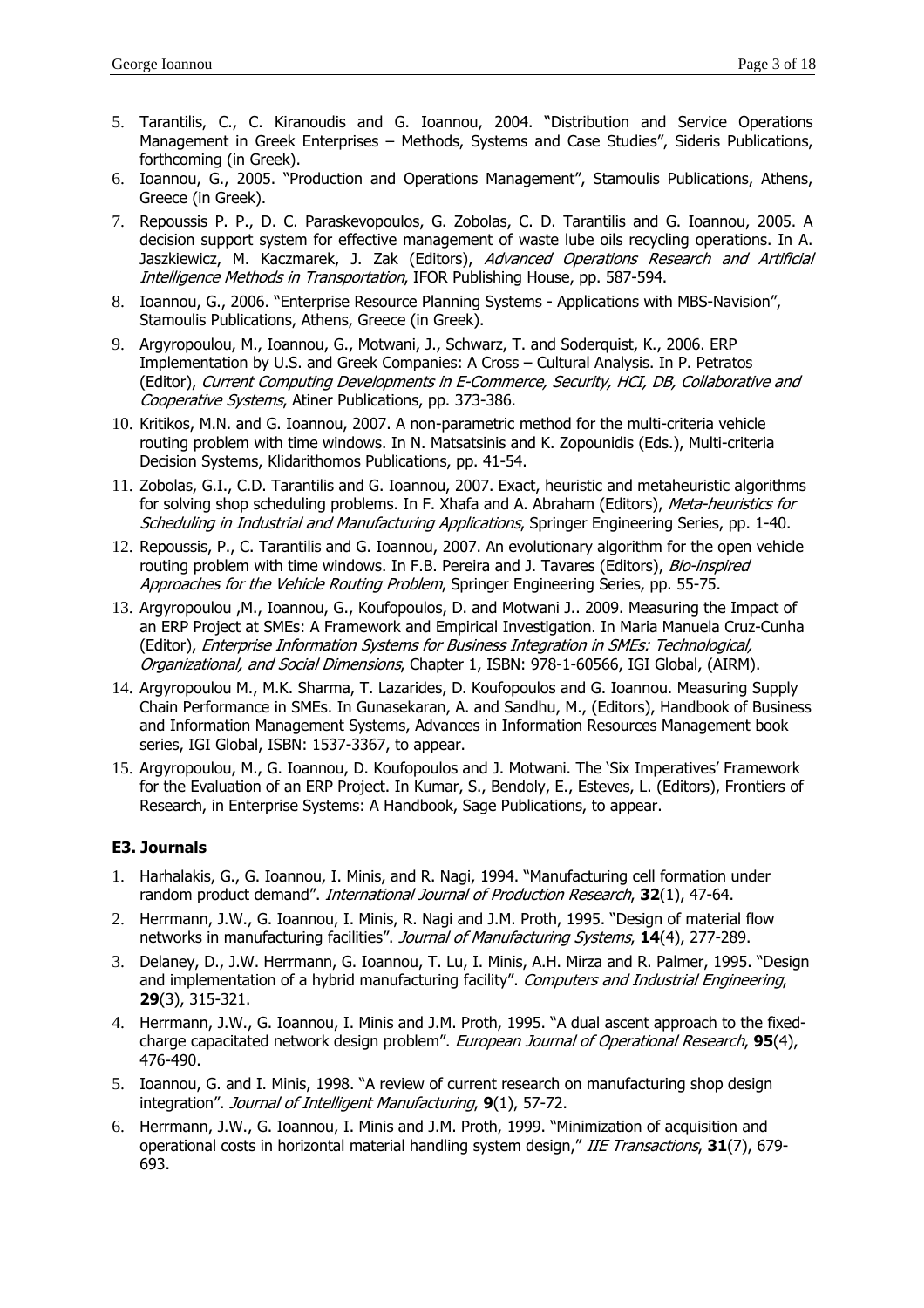5. Tarantilis, C., C. Kiranoudis and G. Ioannou, 2004. "Distribution and Service Operations Management in Greek Enterprises – Methods, Systems and Case Studies", Sideris Publications, forthcoming (in Greek).
6. Ioannou, G., 2005. "Production and Operations Management", Stamoulis Publications, Athens, Greece (in Greek).
7. Repoussis P. P., D. C. Paraskevopoulos, G. Zobolas, C. D. Tarantilis and G. Ioannou, 2005. A decision support system for effective management of waste lube oils recycling operations. In A. Jaszkiewicz, M. Kaczmarek, J. Zak (Editors), *Advanced Operations Research and Artificial Intelligence Methods in Transportation*, IFOR Publishing House, pp. 587-594.
8. Ioannou, G., 2006. "Enterprise Resource Planning Systems - Applications with MBS-Navision", Stamoulis Publications, Athens, Greece (in Greek).
9. Argyropoulou, M., Ioannou, G., Motwani, J., Schwarz, T. and Soderquist, K., 2006. ERP Implementation by U.S. and Greek Companies: A Cross – Cultural Analysis. In P. Petratos (Editor), *Current Computing Developments in E-Commerce, Security, HCI, DB, Collaborative and Cooperative Systems*, Atiner Publications, pp. 373-386.
10. Kritikos, M.N. and G. Ioannou, 2007. A non-parametric method for the multi-criteria vehicle routing problem with time windows. In N. Matsatsinis and K. Zopounidis (Eds.), Multi-criteria Decision Systems, Klidarithmos Publications, pp. 41-54.
11. Zobolas, G.I., C.D. Tarantilis and G. Ioannou, 2007. Exact, heuristic and metaheuristic algorithms for solving shop scheduling problems. In F. Xhafa and A. Abraham (Editors), *Meta-heuristics for Scheduling in Industrial and Manufacturing Applications*, Springer Engineering Series, pp. 1-40.
12. Repoussis, P., C. Tarantilis and G. Ioannou, 2007. An evolutionary algorithm for the open vehicle routing problem with time windows. In F.B. Pereira and J. Tavares (Editors), *Bio-inspired Approaches for the Vehicle Routing Problem*, Springer Engineering Series, pp. 55-75.
13. Argyropoulou ,M., Ioannou, G., Koufopoulos, D. and Motwani J.. 2009. Measuring the Impact of an ERP Project at SMEs: A Framework and Empirical Investigation. In Maria Manuela Cruz-Cunha (Editor), *Enterprise Information Systems for Business Integration in SMEs: Technological, Organizational, and Social Dimensions*, Chapter 1, ISBN: 978-1-60566, IGI Global, (AIRM).
14. Argyropoulou M., M.K. Sharma, T. Lazarides, D. Koufopoulos and G. Ioannou. Measuring Supply Chain Performance in SMEs. In Gunasekaran, A. and Sandhu, M., (Editors), Handbook of Business and Information Management Systems, Advances in Information Resources Management book series, IGI Global, ISBN: 1537-3367, to appear.
15. Argyropoulou, M., G. Ioannou, D. Koufopoulos and J. Motwani. The 'Six Imperatives' Framework for the Evaluation of an ERP Project. In Kumar, S., Bendoly, E., Esteves, L. (Editors), Frontiers of Research, in Enterprise Systems: A Handbook, Sage Publications, to appear.

### E3. Journals

1. Harhalakis, G., G. Ioannou, I. Minis, and R. Nagi, 1994. "Manufacturing cell formation under random product demand". *International Journal of Production Research*, **32**(1), 47-64.
2. Herrmann, J.W., G. Ioannou, I. Minis, R. Nagi and J.M. Proth, 1995. "Design of material flow networks in manufacturing facilities". *Journal of Manufacturing Systems*, **14**(4), 277-289.
3. Delaney, D., J.W. Herrmann, G. Ioannou, T. Lu, I. Minis, A.H. Mirza and R. Palmer, 1995. "Design and implementation of a hybrid manufacturing facility". *Computers and Industrial Engineering*, **29**(3), 315-321.
4. Herrmann, J.W., G. Ioannou, I. Minis and J.M. Proth, 1995. "A dual ascent approach to the fixed-charge capacitated network design problem". *European Journal of Operational Research*, **95**(4), 476-490.
5. Ioannou, G. and I. Minis, 1998. "A review of current research on manufacturing shop design integration". *Journal of Intelligent Manufacturing*, **9**(1), 57-72.
6. Herrmann, J.W., G. Ioannou, I. Minis and J.M. Proth, 1999. "Minimization of acquisition and operational costs in horizontal material handling system design," *IIE Transactions*, **31**(7), 679-693.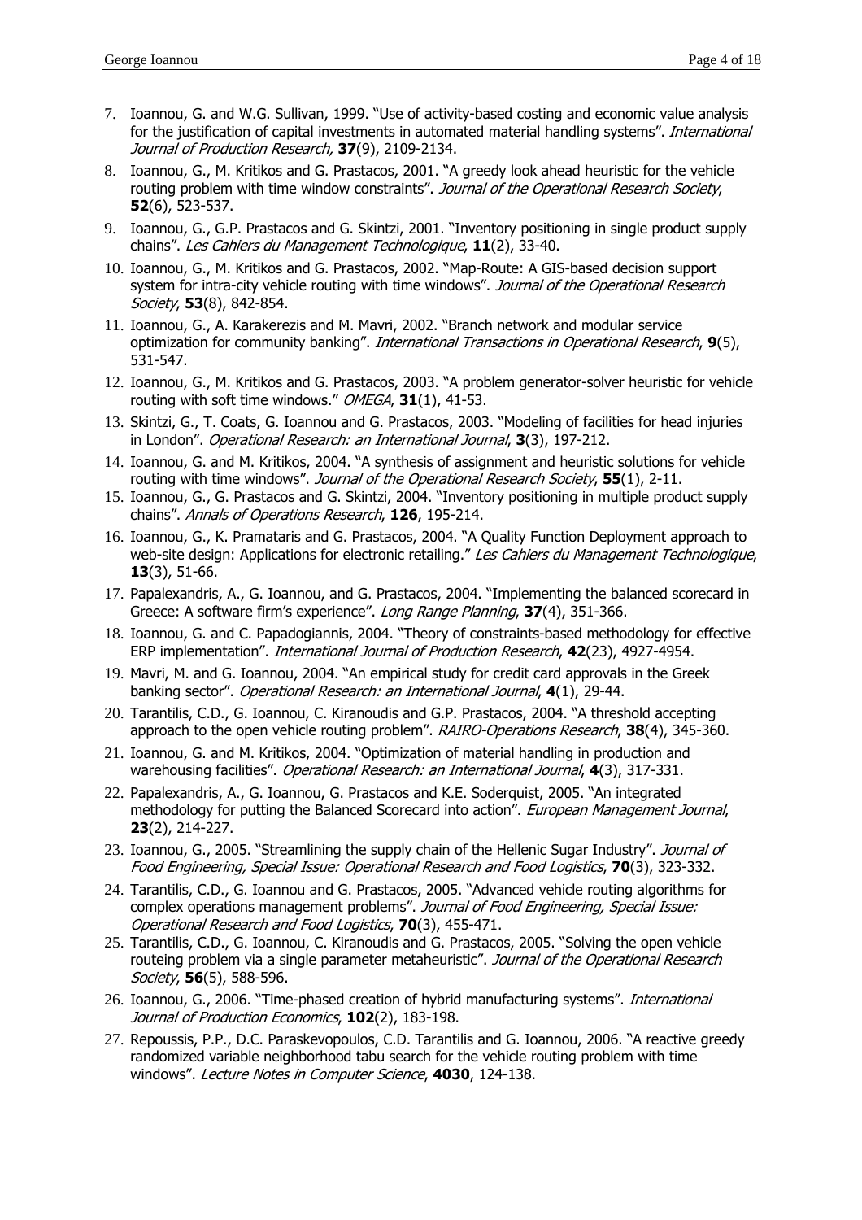7. Ioannou, G. and W.G. Sullivan, 1999. "Use of activity-based costing and economic value analysis for the justification of capital investments in automated material handling systems". *International Journal of Production Research,* **37**(9), 2109-2134.
8. Ioannou, G., M. Kritikos and G. Prastacos, 2001. "A greedy look ahead heuristic for the vehicle routing problem with time window constraints". *Journal of the Operational Research Society*, **52**(6), 523-537.
9. Ioannou, G., G.P. Prastacos and G. Skintzi, 2001. "Inventory positioning in single product supply chains". *Les Cahiers du Management Technologique*, **11**(2), 33-40.
10. Ioannou, G., M. Kritikos and G. Prastacos, 2002. "Map-Route: A GIS-based decision support system for intra-city vehicle routing with time windows". *Journal of the Operational Research Society*, **53**(8), 842-854.
11. Ioannou, G., A. Karakerezis and M. Mavri, 2002. "Branch network and modular service optimization for community banking". *International Transactions in Operational Research*, **9**(5), 531-547.
12. Ioannou, G., M. Kritikos and G. Prastacos, 2003. "A problem generator-solver heuristic for vehicle routing with soft time windows." *OMEGA*, **31**(1), 41-53.
13. Skintzi, G., T. Coats, G. Ioannou and G. Prastacos, 2003. "Modeling of facilities for head injuries in London". *Operational Research: an International Journal*, **3**(3), 197-212.
14. Ioannou, G. and M. Kritikos, 2004. "A synthesis of assignment and heuristic solutions for vehicle routing with time windows". *Journal of the Operational Research Society*, **55**(1), 2-11.
15. Ioannou, G., G. Prastacos and G. Skintzi, 2004. "Inventory positioning in multiple product supply chains". *Annals of Operations Research*, **126**, 195-214.
16. Ioannou, G., K. Pramataris and G. Prastacos, 2004. "A Quality Function Deployment approach to web-site design: Applications for electronic retailing." *Les Cahiers du Management Technologique*, **13**(3), 51-66.
17. Papalexandris, A., G. Ioannou, and G. Prastacos, 2004. "Implementing the balanced scorecard in Greece: A software firm's experience". *Long Range Planning*, **37**(4), 351-366.
18. Ioannou, G. and C. Papadogiannis, 2004. "Theory of constraints-based methodology for effective ERP implementation". *International Journal of Production Research*, **42**(23), 4927-4954.
19. Mavri, M. and G. Ioannou, 2004. "An empirical study for credit card approvals in the Greek banking sector". *Operational Research: an International Journal*, **4**(1), 29-44.
20. Tarantilis, C.D., G. Ioannou, C. Kiranoudis and G.P. Prastacos, 2004. "A threshold accepting approach to the open vehicle routing problem". *RAIRO-Operations Research*, **38**(4), 345-360.
21. Ioannou, G. and M. Kritikos, 2004. "Optimization of material handling in production and warehousing facilities". *Operational Research: an International Journal*, **4**(3), 317-331.
22. Papalexandris, A., G. Ioannou, G. Prastacos and K.E. Soderquist, 2005. "An integrated methodology for putting the Balanced Scorecard into action". *European Management Journal*, **23**(2), 214-227.
23. Ioannou, G., 2005. "Streamlining the supply chain of the Hellenic Sugar Industry". *Journal of Food Engineering, Special Issue: Operational Research and Food Logistics*, **70**(3), 323-332.
24. Tarantilis, C.D., G. Ioannou and G. Prastacos, 2005. "Advanced vehicle routing algorithms for complex operations management problems". *Journal of Food Engineering, Special Issue: Operational Research and Food Logistics*, **70**(3), 455-471.
25. Tarantilis, C.D., G. Ioannou, C. Kiranoudis and G. Prastacos, 2005. "Solving the open vehicle routeing problem via a single parameter metaheuristic". *Journal of the Operational Research Society*, **56**(5), 588-596.
26. Ioannou, G., 2006. "Time-phased creation of hybrid manufacturing systems". *International Journal of Production Economics*, **102**(2), 183-198.
27. Repoussis, P.P., D.C. Paraskevopoulos, C.D. Tarantilis and G. Ioannou, 2006. "A reactive greedy randomized variable neighborhood tabu search for the vehicle routing problem with time windows". *Lecture Notes in Computer Science*, **4030**, 124-138.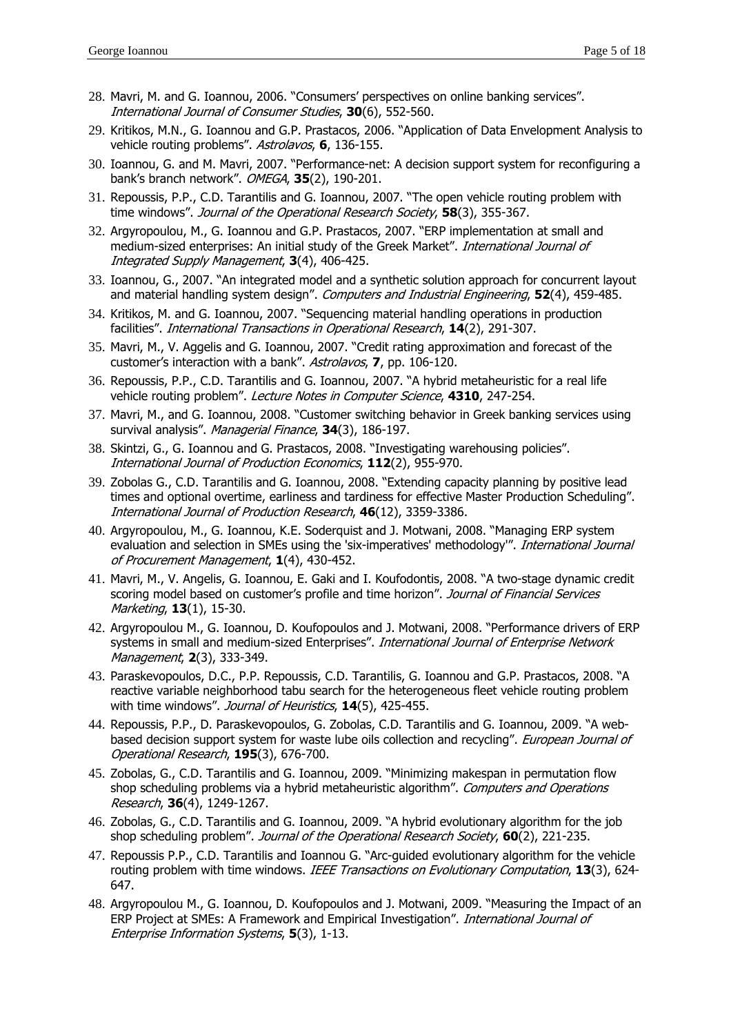28. Mavri, M. and G. Ioannou, 2006. "Consumers' perspectives on online banking services". *International Journal of Consumer Studies*, **30**(6), 552-560.
29. Kritikos, M.N., G. Ioannou and G.P. Prastacos, 2006. "Application of Data Envelopment Analysis to vehicle routing problems". *Astrolavos*, **6**, 136-155.
30. Ioannou, G. and M. Mavri, 2007. "Performance-net: A decision support system for reconfiguring a bank's branch network". *OMEGA*, **35**(2), 190-201.
31. Repoussis, P.P., C.D. Tarantilis and G. Ioannou, 2007. "The open vehicle routing problem with time windows". *Journal of the Operational Research Society*, **58**(3), 355-367.
32. Argyropoulou, M., G. Ioannou and G.P. Prastacos, 2007. "ERP implementation at small and medium-sized enterprises: An initial study of the Greek Market". *International Journal of Integrated Supply Management*, **3**(4), 406-425.
33. Ioannou, G., 2007. "An integrated model and a synthetic solution approach for concurrent layout and material handling system design". *Computers and Industrial Engineering*, **52**(4), 459-485.
34. Kritikos, M. and G. Ioannou, 2007. "Sequencing material handling operations in production facilities". *International Transactions in Operational Research*, **14**(2), 291-307.
35. Mavri, M., V. Aggelis and G. Ioannou, 2007. "Credit rating approximation and forecast of the customer's interaction with a bank". *Astrolavos*, **7**, pp. 106-120.
36. Repoussis, P.P., C.D. Tarantilis and G. Ioannou, 2007. "A hybrid metaheuristic for a real life vehicle routing problem". *Lecture Notes in Computer Science*, **4310**, 247-254.
37. Mavri, M., and G. Ioannou, 2008. "Customer switching behavior in Greek banking services using survival analysis". *Managerial Finance*, **34**(3), 186-197.
38. Skintzi, G., G. Ioannou and G. Prastacos, 2008. "Investigating warehousing policies". *International Journal of Production Economics*, **112**(2), 955-970.
39. Zobolas G., C.D. Tarantilis and G. Ioannou, 2008. "Extending capacity planning by positive lead times and optional overtime, earliness and tardiness for effective Master Production Scheduling". *International Journal of Production Research*, **46**(12), 3359-3386.
40. Argyropoulou, M., G. Ioannou, K.E. Soderquist and J. Motwani, 2008. "Managing ERP system evaluation and selection in SMEs using the 'six-imperatives' methodology'". *International Journal of Procurement Management*, **1**(4), 430-452.
41. Mavri, M., V. Angelis, G. Ioannou, E. Gaki and I. Koufodontis, 2008. "A two-stage dynamic credit scoring model based on customer's profile and time horizon". *Journal of Financial Services Marketing*, **13**(1), 15-30.
42. Argyropoulou M., G. Ioannou, D. Koufopoulos and J. Motwani, 2008. "Performance drivers of ERP systems in small and medium-sized Enterprises". *International Journal of Enterprise Network Management*, **2**(3), 333-349.
43. Paraskevopoulos, D.C., P.P. Repoussis, C.D. Tarantilis, G. Ioannou and G.P. Prastacos, 2008. "A reactive variable neighborhood tabu search for the heterogeneous fleet vehicle routing problem with time windows". *Journal of Heuristics*, **14**(5), 425-455.
44. Repoussis, P.P., D. Paraskevopoulos, G. Zobolas, C.D. Tarantilis and G. Ioannou, 2009. "A web-based decision support system for waste lube oils collection and recycling". *European Journal of Operational Research*, **195**(3), 676-700.
45. Zobolas, G., C.D. Tarantilis and G. Ioannou, 2009. "Minimizing makespan in permutation flow shop scheduling problems via a hybrid metaheuristic algorithm". *Computers and Operations Research*, **36**(4), 1249-1267.
46. Zobolas, G., C.D. Tarantilis and G. Ioannou, 2009. "A hybrid evolutionary algorithm for the job shop scheduling problem". *Journal of the Operational Research Society*, **60**(2), 221-235.
47. Repoussis P.P., C.D. Tarantilis and Ioannou G. "Arc-guided evolutionary algorithm for the vehicle routing problem with time windows. *IEEE Transactions on Evolutionary Computation*, **13**(3), 624-647.
48. Argyropoulou M., G. Ioannou, D. Koufopoulos and J. Motwani, 2009. "Measuring the Impact of an ERP Project at SMEs: A Framework and Empirical Investigation". *International Journal of Enterprise Information Systems*, **5**(3), 1-13.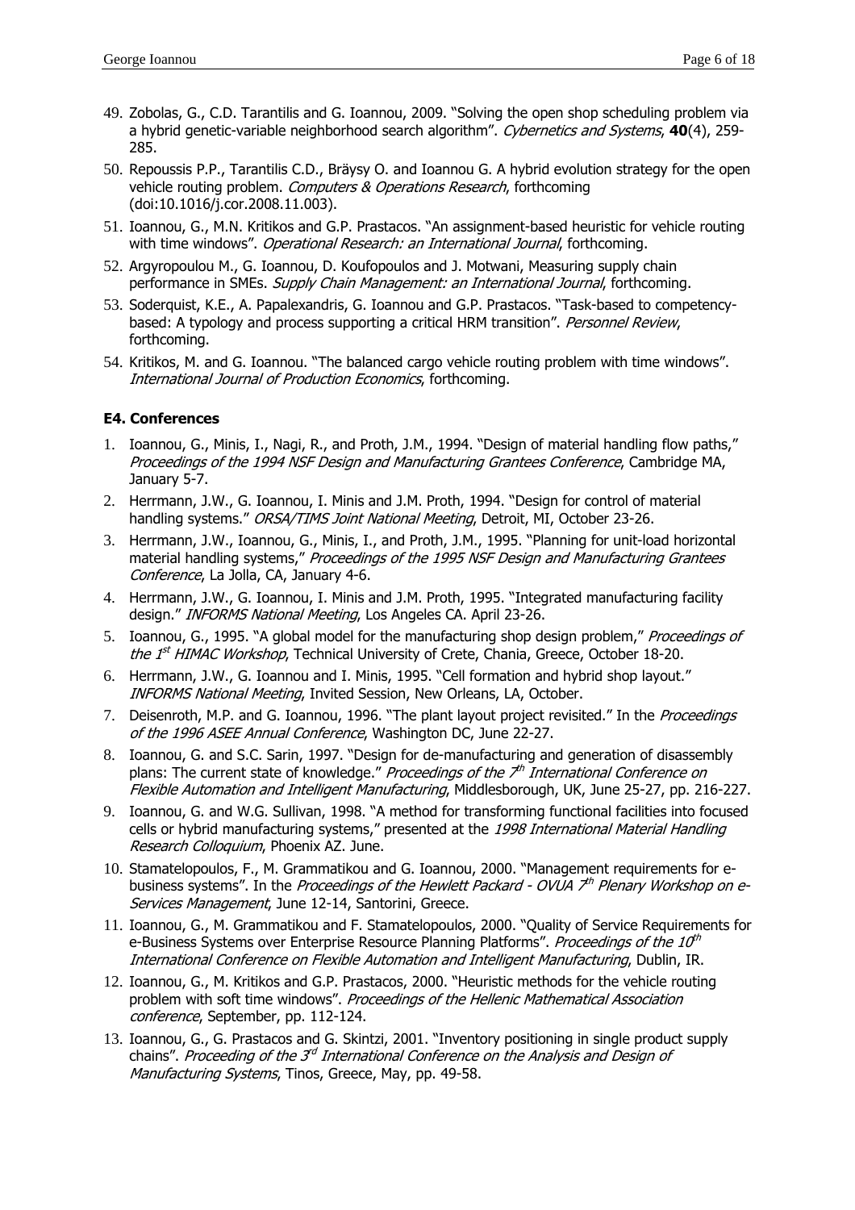49. Zobolas, G., C.D. Tarantilis and G. Ioannou, 2009. "Solving the open shop scheduling problem via a hybrid genetic-variable neighborhood search algorithm". *Cybernetics and Systems*, **40**(4), 259-285.
50. Repoussis P.P., Tarantilis C.D., Bräysy O. and Ioannou G. A hybrid evolution strategy for the open vehicle routing problem. *Computers & Operations Research*, forthcoming (doi:10.1016/j.cor.2008.11.003).
51. Ioannou, G., M.N. Kritikos and G.P. Prastacos. "An assignment-based heuristic for vehicle routing with time windows". *Operational Research: an International Journal*, forthcoming.
52. Argyropoulou M., G. Ioannou, D. Koufopoulos and J. Motwani, Measuring supply chain performance in SMEs. *Supply Chain Management: an International Journal*, forthcoming.
53. Soderquist, K.E., A. Papalexandris, G. Ioannou and G.P. Prastacos. "Task-based to competency-based: A typology and process supporting a critical HRM transition". *Personnel Review*, forthcoming.
54. Kritikos, M. and G. Ioannou. "The balanced cargo vehicle routing problem with time windows". *International Journal of Production Economics*, forthcoming.

### E4. Conferences

1. Ioannou, G., Minis, I., Nagi, R., and Proth, J.M., 1994. "Design of material handling flow paths," *Proceedings of the 1994 NSF Design and Manufacturing Grantees Conference*, Cambridge MA, January 5-7.
2. Herrmann, J.W., G. Ioannou, I. Minis and J.M. Proth, 1994. "Design for control of material handling systems." *ORSA/TIMS Joint National Meeting*, Detroit, MI, October 23-26.
3. Herrmann, J.W., Ioannou, G., Minis, I., and Proth, J.M., 1995. "Planning for unit-load horizontal material handling systems," *Proceedings of the 1995 NSF Design and Manufacturing Grantees Conference*, La Jolla, CA, January 4-6.
4. Herrmann, J.W., G. Ioannou, I. Minis and J.M. Proth, 1995. "Integrated manufacturing facility design." *INFORMS National Meeting*, Los Angeles CA. April 23-26.
5. Ioannou, G., 1995. "A global model for the manufacturing shop design problem," *Proceedings of the 1st HIMAC Workshop*, Technical University of Crete, Chania, Greece, October 18-20.
6. Herrmann, J.W., G. Ioannou and I. Minis, 1995. "Cell formation and hybrid shop layout." *INFORMS National Meeting*, Invited Session, New Orleans, LA, October.
7. Deisenroth, M.P. and G. Ioannou, 1996. "The plant layout project revisited." In the *Proceedings of the 1996 ASEE Annual Conference*, Washington DC, June 22-27.
8. Ioannou, G. and S.C. Sarin, 1997. "Design for de-manufacturing and generation of disassembly plans: The current state of knowledge." *Proceedings of the 7th International Conference on Flexible Automation and Intelligent Manufacturing*, Middlesborough, UK, June 25-27, pp. 216-227.
9. Ioannou, G. and W.G. Sullivan, 1998. "A method for transforming functional facilities into focused cells or hybrid manufacturing systems," presented at the *1998 International Material Handling Research Colloquium*, Phoenix AZ. June.
10. Stamatelopoulos, F., M. Grammatikou and G. Ioannou, 2000. "Management requirements for e-business systems". In the *Proceedings of the Hewlett Packard - OVUA 7th Plenary Workshop on e-Services Management*, June 12-14, Santorini, Greece.
11. Ioannou, G., M. Grammatikou and F. Stamatelopoulos, 2000. "Quality of Service Requirements for e-Business Systems over Enterprise Resource Planning Platforms". *Proceedings of the 10th International Conference on Flexible Automation and Intelligent Manufacturing*, Dublin, IR.
12. Ioannou, G., M. Kritikos and G.P. Prastacos, 2000. "Heuristic methods for the vehicle routing problem with soft time windows". *Proceedings of the Hellenic Mathematical Association conference*, September, pp. 112-124.
13. Ioannou, G., G. Prastacos and G. Skintzi, 2001. "Inventory positioning in single product supply chains". *Proceeding of the 3rd International Conference on the Analysis and Design of Manufacturing Systems*, Tinos, Greece, May, pp. 49-58.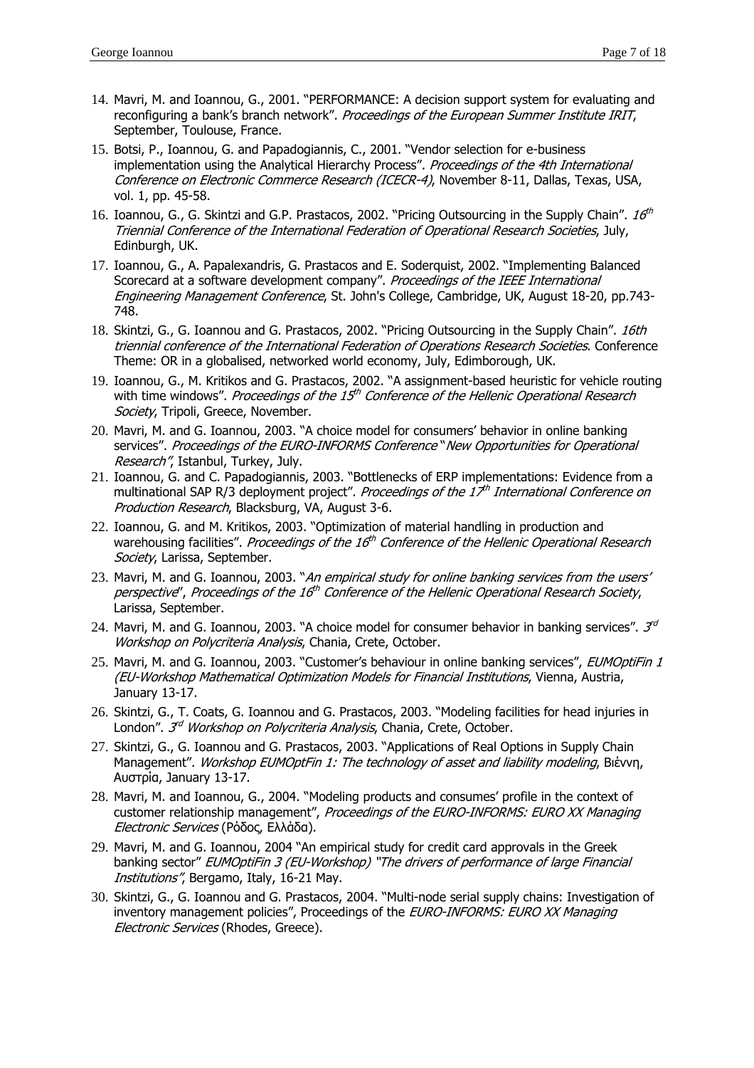14. Mavri, M. and Ioannou, G., 2001. "PERFORMANCE: A decision support system for evaluating and reconfiguring a bank's branch network". *Proceedings of the European Summer Institute IRIT*, September, Toulouse, France.
15. Botsi, P., Ioannou, G. and Papadogiannis, C., 2001. "Vendor selection for e-business implementation using the Analytical Hierarchy Process". *Proceedings of the 4th International Conference on Electronic Commerce Research (ICECR-4)*, November 8-11, Dallas, Texas, USA, vol. 1, pp. 45-58.
16. Ioannou, G., G. Skintzi and G.P. Prastacos, 2002. "Pricing Outsourcing in the Supply Chain". *16th Triennial Conference of the International Federation of Operational Research Societies*, July, Edinburgh, UK.
17. Ioannou, G., A. Papalexandris, G. Prastacos and E. Soderquist, 2002. "Implementing Balanced Scorecard at a software development company". *Proceedings of the IEEE International Engineering Management Conference*, St. John's College, Cambridge, UK, August 18-20, pp.743-748.
18. Skintzi, G., G. Ioannou and G. Prastacos, 2002. "Pricing Outsourcing in the Supply Chain". *16th triennial conference of the International Federation of Operations Research Societies*. Conference Theme: OR in a globalised, networked world economy, July, Edimborough, UK.
19. Ioannou, G., M. Kritikos and G. Prastacos, 2002. "A assignment-based heuristic for vehicle routing with time windows". *Proceedings of the 15th Conference of the Hellenic Operational Research Society*, Tripoli, Greece, November.
20. Mavri, M. and G. Ioannou, 2003. "A choice model for consumers' behavior in online banking services". *Proceedings of the EURO-INFORMS Conference "New Opportunities for Operational Research"*, Istanbul, Turkey, July.
21. Ioannou, G. and C. Papadogiannis, 2003. "Bottlenecks of ERP implementations: Evidence from a multinational SAP R/3 deployment project". *Proceedings of the 17th International Conference on Production Research*, Blacksburg, VA, August 3-6.
22. Ioannou, G. and M. Kritikos, 2003. "Optimization of material handling in production and warehousing facilities". *Proceedings of the 16th Conference of the Hellenic Operational Research Society*, Larissa, September.
23. Mavri, M. and G. Ioannou, 2003. "*An empirical study for online banking services from the users' perspective*", *Proceedings of the 16th Conference of the Hellenic Operational Research Society*, Larissa, September.
24. Mavri, M. and G. Ioannou, 2003. "A choice model for consumer behavior in banking services". *3rd Workshop on Polycriteria Analysis*, Chania, Crete, October.
25. Mavri, M. and G. Ioannou, 2003. "Customer's behaviour in online banking services", *EUMOptiFin 1 (EU-Workshop Mathematical Optimization Models for Financial Institutions*, Vienna, Austria, January 13-17.
26. Skintzi, G., T. Coats, G. Ioannou and G. Prastacos, 2003. "Modeling facilities for head injuries in London". *3rd Workshop on Polycriteria Analysis*, Chania, Crete, October.
27. Skintzi, G., G. Ioannou and G. Prastacos, 2003. "Applications of Real Options in Supply Chain Management". *Workshop EUMOptFin 1: The technology of asset and liability modeling*, Βιέννη, Αυστρία, January 13-17.
28. Mavri, M. and Ioannou, G., 2004. "Modeling products and consumes' profile in the context of customer relationship management", *Proceedings of the EURO-INFORMS: EURO XX Managing Electronic Services* (Ρόδος, Ελλάδα).
29. Mavri, M. and G. Ioannou, 2004 "An empirical study for credit card approvals in the Greek banking sector" *EUMOptiFin 3 (EU-Workshop) "The drivers of performance of large Financial Institutions"*, Bergamo, Italy, 16-21 May.
30. Skintzi, G., G. Ioannou and G. Prastacos, 2004. "Multi-node serial supply chains: Investigation of inventory management policies", Proceedings of the *EURO-INFORMS: EURO XX Managing Electronic Services* (Rhodes, Greece).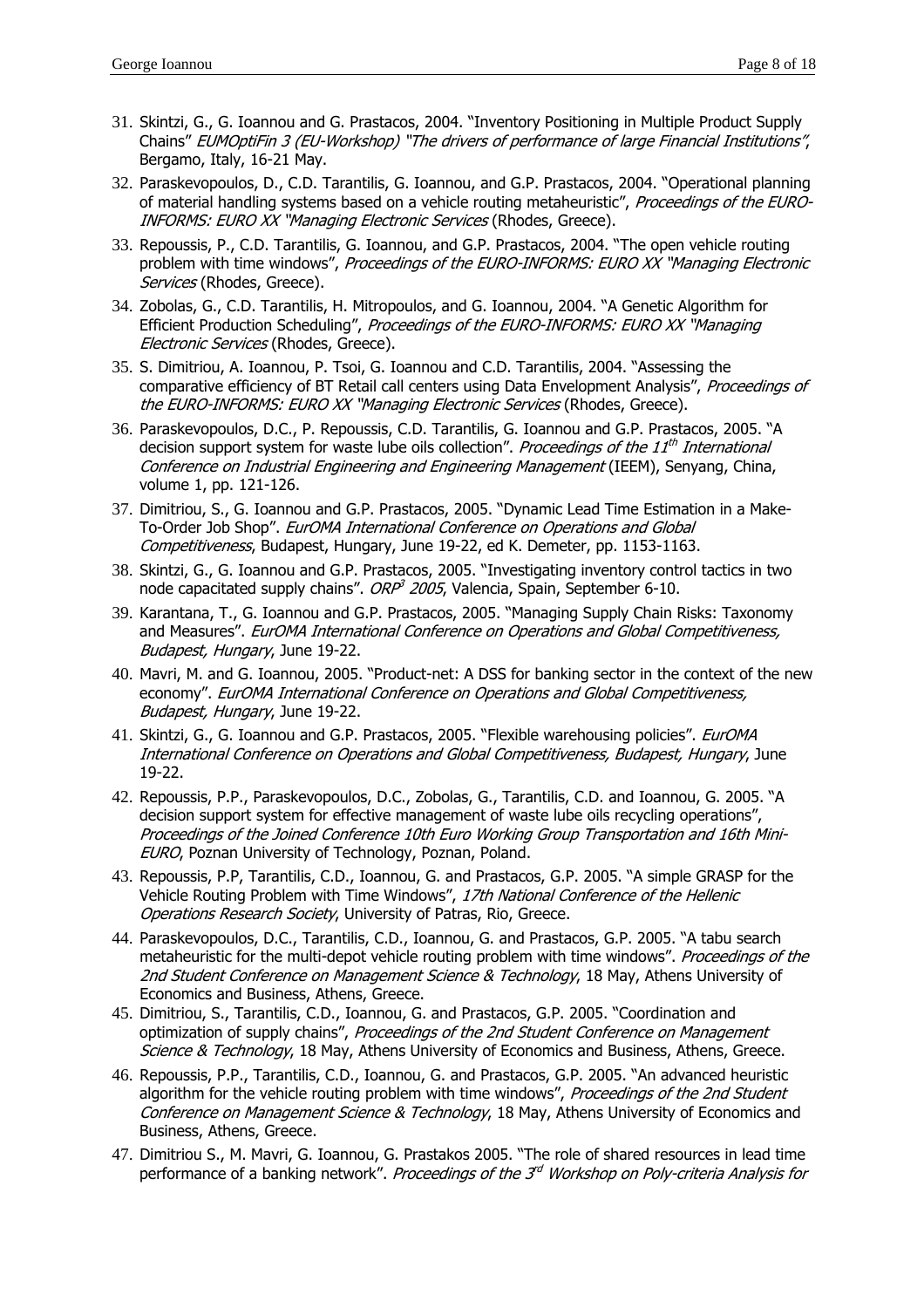31. Skintzi, G., G. Ioannou and G. Prastacos, 2004. "Inventory Positioning in Multiple Product Supply Chains" *EUMOptiFin 3 (EU-Workshop) "The drivers of performance of large Financial Institutions"*, Bergamo, Italy, 16-21 May.
32. Paraskevopoulos, D., C.D. Tarantilis, G. Ioannou, and G.P. Prastacos, 2004. "Operational planning of material handling systems based on a vehicle routing metaheuristic", *Proceedings of the EURO-INFORMS: EURO XX "Managing Electronic Services* (Rhodes, Greece).
33. Repoussis, P., C.D. Tarantilis, G. Ioannou, and G.P. Prastacos, 2004. "The open vehicle routing problem with time windows", *Proceedings of the EURO-INFORMS: EURO XX "Managing Electronic Services* (Rhodes, Greece).
34. Zobolas, G., C.D. Tarantilis, H. Mitropoulos, and G. Ioannou, 2004. "A Genetic Algorithm for Efficient Production Scheduling", *Proceedings of the EURO-INFORMS: EURO XX "Managing Electronic Services* (Rhodes, Greece).
35. S. Dimitriou, A. Ioannou, P. Tsoi, G. Ioannou and C.D. Tarantilis, 2004. "Assessing the comparative efficiency of BT Retail call centers using Data Envelopment Analysis", *Proceedings of the EURO-INFORMS: EURO XX "Managing Electronic Services* (Rhodes, Greece).
36. Paraskevopoulos, D.C., P. Repoussis, C.D. Tarantilis, G. Ioannou and G.P. Prastacos, 2005. "A decision support system for waste lube oils collection". *Proceedings of the 11$^{th}$ International Conference on Industrial Engineering and Engineering Management* (IEEM), Senyang, China, volume 1, pp. 121-126.
37. Dimitriou, S., G. Ioannou and G.P. Prastacos, 2005. "Dynamic Lead Time Estimation in a Make-To-Order Job Shop". *EurOMA International Conference on Operations and Global Competitiveness*, Budapest, Hungary, June 19-22, ed K. Demeter, pp. 1153-1163.
38. Skintzi, G., G. Ioannou and G.P. Prastacos, 2005. "Investigating inventory control tactics in two node capacitated supply chains". *ORP$^3$ 2005*, Valencia, Spain, September 6-10.
39. Karantana, T., G. Ioannou and G.P. Prastacos, 2005. "Managing Supply Chain Risks: Taxonomy and Measures". *EurOMA International Conference on Operations and Global Competitiveness, Budapest, Hungary*, June 19-22.
40. Mavri, M. and G. Ioannou, 2005. "Product-net: A DSS for banking sector in the context of the new economy". *EurOMA International Conference on Operations and Global Competitiveness, Budapest, Hungary*, June 19-22.
41. Skintzi, G., G. Ioannou and G.P. Prastacos, 2005. "Flexible warehousing policies". *EurOMA International Conference on Operations and Global Competitiveness, Budapest, Hungary*, June 19-22.
42. Repoussis, P.P., Paraskevopoulos, D.C., Zobolas, G., Tarantilis, C.D. and Ioannou, G. 2005. "A decision support system for effective management of waste lube oils recycling operations", *Proceedings of the Joined Conference 10th Euro Working Group Transportation and 16th Mini-EURO*, Poznan University of Technology, Poznan, Poland.
43. Repoussis, P.P, Tarantilis, C.D., Ioannou, G. and Prastacos, G.P. 2005. "A simple GRASP for the Vehicle Routing Problem with Time Windows", *17th National Conference of the Hellenic Operations Research Society*, University of Patras, Rio, Greece.
44. Paraskevopoulos, D.C., Tarantilis, C.D., Ioannou, G. and Prastacos, G.P. 2005. "A tabu search metaheuristic for the multi-depot vehicle routing problem with time windows". *Proceedings of the 2nd Student Conference on Management Science & Technology*, 18 May, Athens University of Economics and Business, Athens, Greece.
45. Dimitriou, S., Tarantilis, C.D., Ioannou, G. and Prastacos, G.P. 2005. "Coordination and optimization of supply chains", *Proceedings of the 2nd Student Conference on Management Science & Technology*, 18 May, Athens University of Economics and Business, Athens, Greece.
46. Repoussis, P.P., Tarantilis, C.D., Ioannou, G. and Prastacos, G.P. 2005. "An advanced heuristic algorithm for the vehicle routing problem with time windows", *Proceedings of the 2nd Student Conference on Management Science & Technology*, 18 May, Athens University of Economics and Business, Athens, Greece.
47. Dimitriou S., M. Mavri, G. Ioannou, G. Prastakos 2005. "The role of shared resources in lead time performance of a banking network". *Proceedings of the 3$^{rd}$ Workshop on Poly-criteria Analysis for*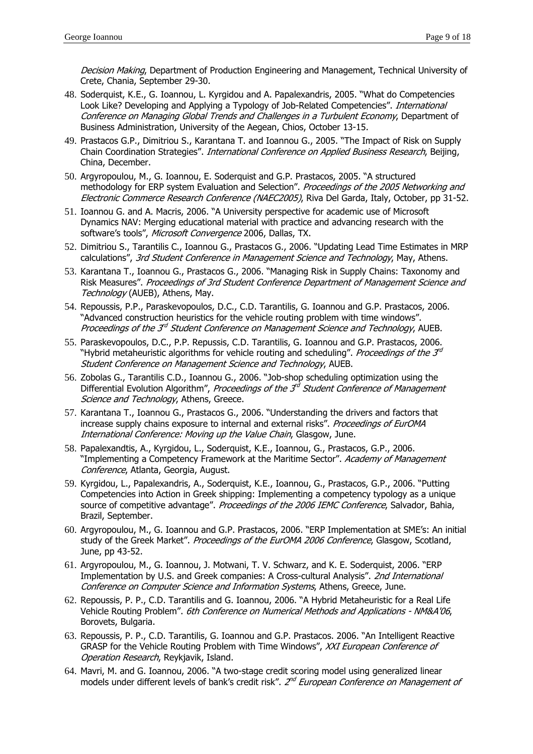*Decision Making*, Department of Production Engineering and Management, Technical University of Crete, Chania, September 29-30.

48. Soderquist, K.E., G. Ioannou, L. Kyrgidou and A. Papalexandris, 2005. "What do Competencies Look Like? Developing and Applying a Typology of Job-Related Competencies". *International Conference on Managing Global Trends and Challenges in a Turbulent Economy*, Department of Business Administration, University of the Aegean, Chios, October 13-15.
49. Prastacos G.P., Dimitriou S., Karantana T. and Ioannou G., 2005. "The Impact of Risk on Supply Chain Coordination Strategies". *International Conference on Applied Business Research*, Beijing, China, December.
50. Argyropoulou, M., G. Ioannou, E. Soderquist and G.P. Prastacos, 2005. "A structured methodology for ERP system Evaluation and Selection". *Proceedings of the 2005 Networking and Electronic Commerce Research Conference (NAEC2005)*, Riva Del Garda, Italy, October, pp 31-52.
51. Ioannou G. and A. Macris, 2006. "A University perspective for academic use of Microsoft Dynamics NAV: Merging educational material with practice and advancing research with the software's tools", *Microsoft Convergence* 2006, Dallas, TX.
52. Dimitriou S., Tarantilis C., Ioannou G., Prastacos G., 2006. "Updating Lead Time Estimates in MRP calculations", *3rd Student Conference in Management Science and Technology*, May, Athens.
53. Karantana T., Ioannou G., Prastacos G., 2006. "Managing Risk in Supply Chains: Taxonomy and Risk Measures". *Proceedings of 3rd Student Conference Department of Management Science and Technology* (AUEB), Athens, May.
54. Repoussis, P.P., Paraskevopoulos, D.C., C.D. Tarantilis, G. Ioannou and G.P. Prastacos, 2006. "Advanced construction heuristics for the vehicle routing problem with time windows". *Proceedings of the 3rd Student Conference on Management Science and Technology*, AUEB.
55. Paraskevopoulos, D.C., P.P. Repussis, C.D. Tarantilis, G. Ioannou and G.P. Prastacos, 2006. "Hybrid metaheuristic algorithms for vehicle routing and scheduling". *Proceedings of the 3rd Student Conference on Management Science and Technology*, AUEB.
56. Zobolas G., Tarantilis C.D., Ioannou G., 2006. "Job-shop scheduling optimization using the Differential Evolution Algorithm", *Proceedings of the 3rd Student Conference of Management Science and Technology*, Athens, Greece.
57. Karantana T., Ioannou G., Prastacos G., 2006. "Understanding the drivers and factors that increase supply chains exposure to internal and external risks". *Proceedings of EurOMA International Conference: Moving up the Value Chain*, Glasgow, June.
58. Papalexandtis, A., Kyrgidou, L., Soderquist, K.E., Ioannou, G., Prastacos, G.P., 2006. "Implementing a Competency Framework at the Maritime Sector". *Academy of Management Conference*, Atlanta, Georgia, August.
59. Kyrgidou, L., Papalexandris, A., Soderquist, K.E., Ioannou, G., Prastacos, G.P., 2006. "Putting Competencies into Action in Greek shipping: Implementing a competency typology as a unique source of competitive advantage". *Proceedings of the 2006 IEMC Conference*, Salvador, Bahia, Brazil, September.
60. Argyropoulou, M., G. Ioannou and G.P. Prastacos, 2006. "ERP Implementation at SME's: An initial study of the Greek Market". *Proceedings of the EurOMA 2006 Conference*, Glasgow, Scotland, June, pp 43-52.
61. Argyropoulou, M., G. Ioannou, J. Motwani, T. V. Schwarz, and K. E. Soderquist, 2006. "ERP Implementation by U.S. and Greek companies: A Cross-cultural Analysis". *2nd International Conference on Computer Science and Information Systems*, Athens, Greece, June.
62. Repoussis, P. P., C.D. Tarantilis and G. Ioannou, 2006. "A Hybrid Metaheuristic for a Real Life Vehicle Routing Problem". *6th Conference on Numerical Methods and Applications - NM&A'06*, Borovets, Bulgaria.
63. Repoussis, P. P., C.D. Tarantilis, G. Ioannou and G.P. Prastacos. 2006. "An Intelligent Reactive GRASP for the Vehicle Routing Problem with Time Windows", *XXI European Conference of Operation Research*, Reykjavik, Island.
64. Mavri, M. and G. Ioannou, 2006. "A two-stage credit scoring model using generalized linear models under different levels of bank's credit risk". *2nd European Conference on Management of*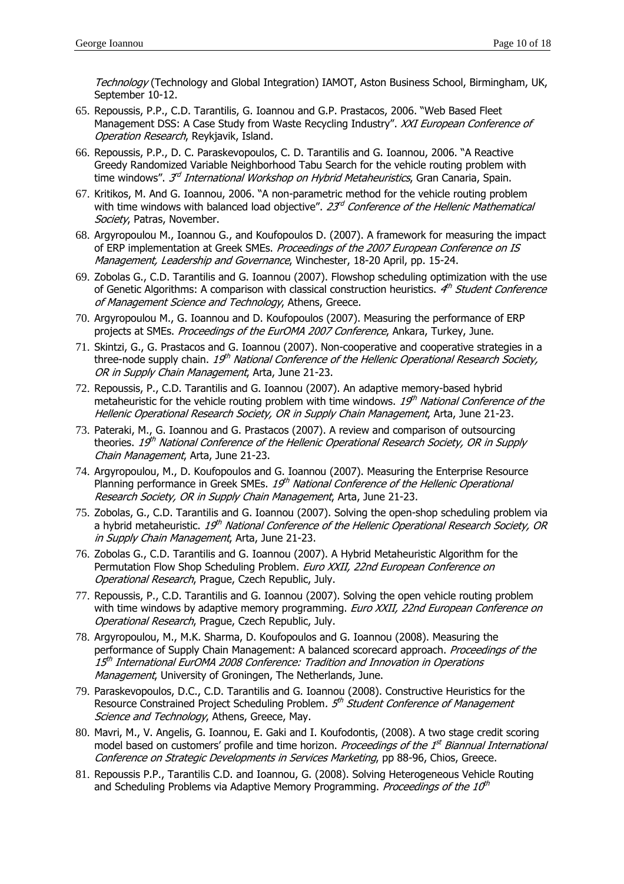*Technology* (Technology and Global Integration) IAMOT, Aston Business School, Birmingham, UK, September 10-12.

65. Repoussis, P.P., C.D. Tarantilis, G. Ioannou and G.P. Prastacos, 2006. "Web Based Fleet Management DSS: A Case Study from Waste Recycling Industry". *XXI European Conference of Operation Research*, Reykjavik, Island.
66. Repoussis, P.P., D. C. Paraskevopoulos, C. D. Tarantilis and G. Ioannou, 2006. "A Reactive Greedy Randomized Variable Neighborhood Tabu Search for the vehicle routing problem with time windows". *3rd International Workshop on Hybrid Metaheuristics*, Gran Canaria, Spain.
67. Kritikos, M. And G. Ioannou, 2006. "A non-parametric method for the vehicle routing problem with time windows with balanced load objective". *23rd Conference of the Hellenic Mathematical Society*, Patras, November.
68. Argyropoulou M., Ioannou G., and Koufopoulos D. (2007). A framework for measuring the impact of ERP implementation at Greek SMEs. *Proceedings of the 2007 European Conference on IS Management, Leadership and Governance*, Winchester, 18-20 April, pp. 15-24.
69. Zobolas G., C.D. Tarantilis and G. Ioannou (2007). Flowshop scheduling optimization with the use of Genetic Algorithms: A comparison with classical construction heuristics. *4th Student Conference of Management Science and Technology*, Athens, Greece.
70. Argyropoulou M., G. Ioannou and D. Koufopoulos (2007). Measuring the performance of ERP projects at SMEs. *Proceedings of the EurOMA 2007 Conference*, Ankara, Turkey, June.
71. Skintzi, G., G. Prastacos and G. Ioannou (2007). Non-cooperative and cooperative strategies in a three-node supply chain. *19th National Conference of the Hellenic Operational Research Society, OR in Supply Chain Management*, Arta, June 21-23.
72. Repoussis, P., C.D. Tarantilis and G. Ioannou (2007). An adaptive memory-based hybrid metaheuristic for the vehicle routing problem with time windows. *19th National Conference of the Hellenic Operational Research Society, OR in Supply Chain Management*, Arta, June 21-23.
73. Pateraki, M., G. Ioannou and G. Prastacos (2007). A review and comparison of outsourcing theories. *19th National Conference of the Hellenic Operational Research Society, OR in Supply Chain Management*, Arta, June 21-23.
74. Argyropoulou, M., D. Koufopoulos and G. Ioannou (2007). Measuring the Enterprise Resource Planning performance in Greek SMEs. *19th National Conference of the Hellenic Operational Research Society, OR in Supply Chain Management*, Arta, June 21-23.
75. Zobolas, G., C.D. Tarantilis and G. Ioannou (2007). Solving the open-shop scheduling problem via a hybrid metaheuristic. *19th National Conference of the Hellenic Operational Research Society, OR in Supply Chain Management*, Arta, June 21-23.
76. Zobolas G., C.D. Tarantilis and G. Ioannou (2007). A Hybrid Metaheuristic Algorithm for the Permutation Flow Shop Scheduling Problem. *Euro XXII, 22nd European Conference on Operational Research*, Prague, Czech Republic, July.
77. Repoussis, P., C.D. Tarantilis and G. Ioannou (2007). Solving the open vehicle routing problem with time windows by adaptive memory programming. *Euro XXII, 22nd European Conference on Operational Research*, Prague, Czech Republic, July.
78. Argyropoulou, M., M.K. Sharma, D. Koufopoulos and G. Ioannou (2008). Measuring the performance of Supply Chain Management: A balanced scorecard approach. *Proceedings of the 15th International EurOMA 2008 Conference: Tradition and Innovation in Operations Management*, University of Groningen, The Netherlands, June.
79. Paraskevopoulos, D.C., C.D. Tarantilis and G. Ioannou (2008). Constructive Heuristics for the Resource Constrained Project Scheduling Problem*. 5th Student Conference of Management Science and Technology*, Athens, Greece, May.
80. Mavri, M., V. Angelis, G. Ioannou, E. Gaki and I. Koufodontis, (2008). A two stage credit scoring model based on customers' profile and time horizon. *Proceedings of the 1st Biannual International Conference on Strategic Developments in Services Marketing*, pp 88-96, Chios, Greece.
81. Repoussis P.P., Tarantilis C.D. and Ioannou, G. (2008). Solving Heterogeneous Vehicle Routing and Scheduling Problems via Adaptive Memory Programming. *Proceedings of the 10th*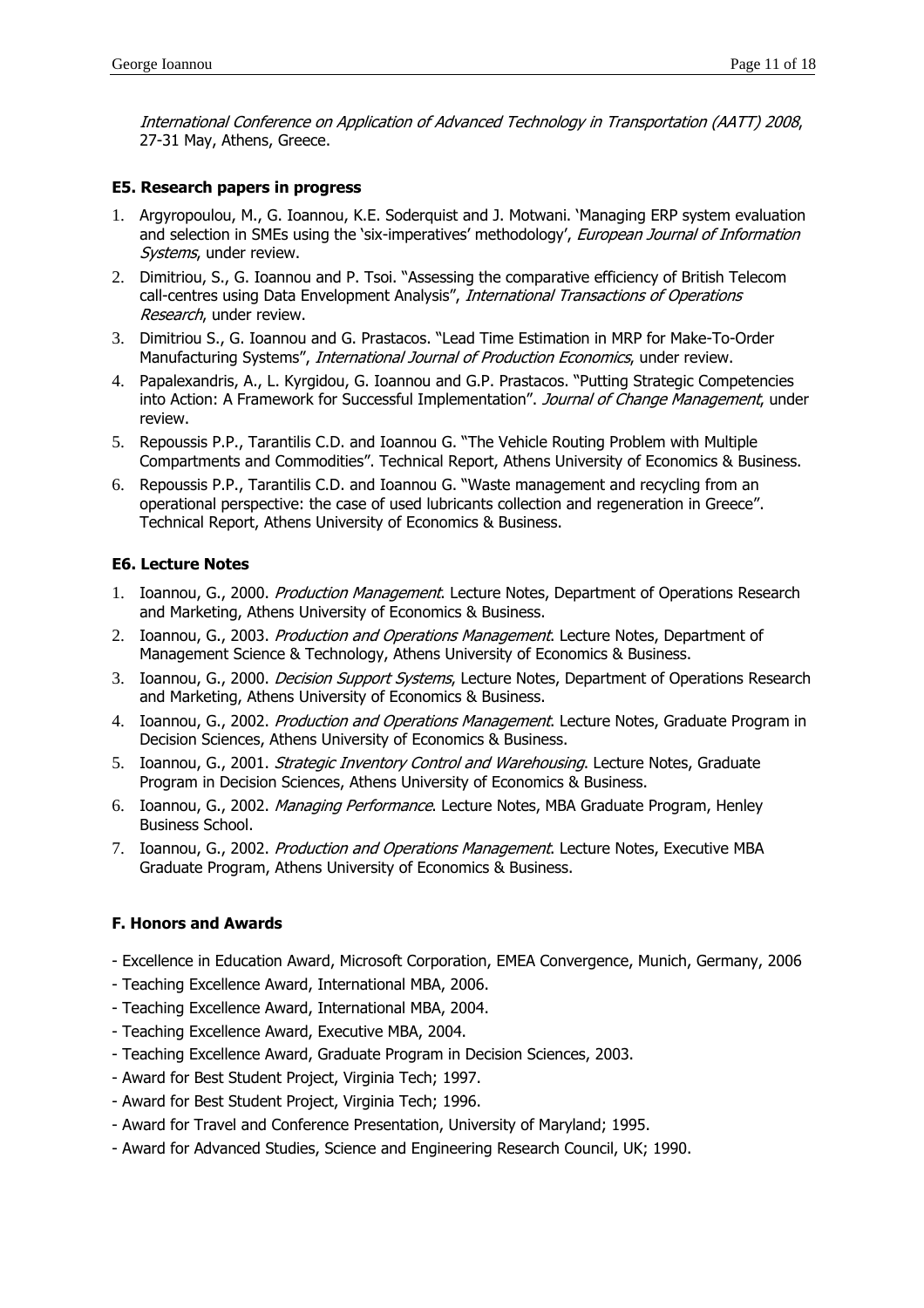*International Conference on Application of Advanced Technology in Transportation (AATT) 2008*, 27-31 May, Athens, Greece.

### E5. Research papers in progress

1. Argyropoulou, M., G. Ioannou, K.E. Soderquist and J. Motwani. 'Managing ERP system evaluation and selection in SMEs using the 'six-imperatives' methodology', *European Journal of Information Systems*, under review.
2. Dimitriou, S., G. Ioannou and P. Tsoi. "Assessing the comparative efficiency of British Telecom call-centres using Data Envelopment Analysis", *International Transactions of Operations Research*, under review.
3. Dimitriou S., G. Ioannou and G. Prastacos. "Lead Time Estimation in MRP for Make-To-Order Manufacturing Systems", *International Journal of Production Economics*, under review.
4. Papalexandris, A., L. Kyrgidou, G. Ioannou and G.P. Prastacos. "Putting Strategic Competencies into Action: A Framework for Successful Implementation". *Journal of Change Management*, under review.
5. Repoussis P.P., Tarantilis C.D. and Ioannou G. "The Vehicle Routing Problem with Multiple Compartments and Commodities". Technical Report, Athens University of Economics & Business.
6. Repoussis P.P., Tarantilis C.D. and Ioannou G. "Waste management and recycling from an operational perspective: the case of used lubricants collection and regeneration in Greece". Technical Report, Athens University of Economics & Business.

### E6. Lecture Notes

1. Ioannou, G., 2000. *Production Management*. Lecture Notes, Department of Operations Research and Marketing, Athens University of Economics & Business.
2. Ioannou, G., 2003. *Production and Operations Management*. Lecture Notes, Department of Management Science & Technology, Athens University of Economics & Business.
3. Ioannou, G., 2000. *Decision Support Systems*, Lecture Notes, Department of Operations Research and Marketing, Athens University of Economics & Business.
4. Ioannou, G., 2002. *Production and Operations Management*. Lecture Notes, Graduate Program in Decision Sciences, Athens University of Economics & Business.
5. Ioannou, G., 2001. *Strategic Inventory Control and Warehousing*. Lecture Notes, Graduate Program in Decision Sciences, Athens University of Economics & Business.
6. Ioannou, G., 2002. *Managing Performance*. Lecture Notes, MBA Graduate Program, Henley Business School.
7. Ioannou, G., 2002. *Production and Operations Management*. Lecture Notes, Executive MBA Graduate Program, Athens University of Economics & Business.

## F. Honors and Awards

- Excellence in Education Award, Microsoft Corporation, EMEA Convergence, Munich, Germany, 2006
- Teaching Excellence Award, International MBA, 2006.
- Teaching Excellence Award, International MBA, 2004.
- Teaching Excellence Award, Executive MBA, 2004.
- Teaching Excellence Award, Graduate Program in Decision Sciences, 2003.
- Award for Best Student Project, Virginia Tech; 1997.
- Award for Best Student Project, Virginia Tech; 1996.
- Award for Travel and Conference Presentation, University of Maryland; 1995.
- Award for Advanced Studies, Science and Engineering Research Council, UK; 1990.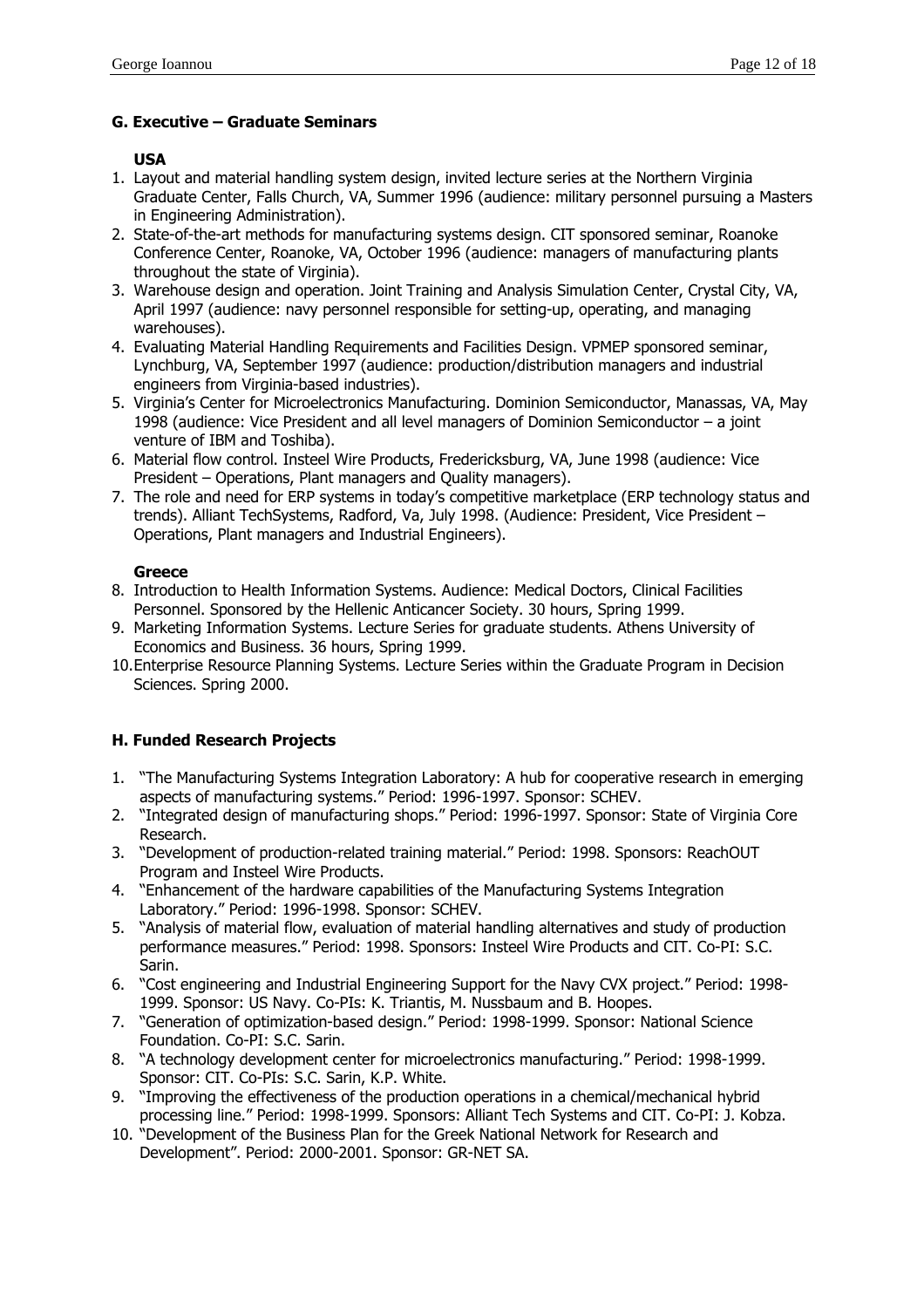## G. Executive – Graduate Seminars

### USA

1. Layout and material handling system design, invited lecture series at the Northern Virginia Graduate Center, Falls Church, VA, Summer 1996 (audience: military personnel pursuing a Masters in Engineering Administration).
2. State-of-the-art methods for manufacturing systems design. CIT sponsored seminar, Roanoke Conference Center, Roanoke, VA, October 1996 (audience: managers of manufacturing plants throughout the state of Virginia).
3. Warehouse design and operation. Joint Training and Analysis Simulation Center, Crystal City, VA, April 1997 (audience: navy personnel responsible for setting-up, operating, and managing warehouses).
4. Evaluating Material Handling Requirements and Facilities Design. VPMEP sponsored seminar, Lynchburg, VA, September 1997 (audience: production/distribution managers and industrial engineers from Virginia-based industries).
5. Virginia's Center for Microelectronics Manufacturing. Dominion Semiconductor, Manassas, VA, May 1998 (audience: Vice President and all level managers of Dominion Semiconductor – a joint venture of IBM and Toshiba).
6. Material flow control. Insteel Wire Products, Fredericksburg, VA, June 1998 (audience: Vice President – Operations, Plant managers and Quality managers).
7. The role and need for ERP systems in today's competitive marketplace (ERP technology status and trends). Alliant TechSystems, Radford, Va, July 1998. (Audience: President, Vice President – Operations, Plant managers and Industrial Engineers).

### Greece

8. Introduction to Health Information Systems. Audience: Medical Doctors, Clinical Facilities Personnel. Sponsored by the Hellenic Anticancer Society. 30 hours, Spring 1999.
9. Marketing Information Systems. Lecture Series for graduate students. Athens University of Economics and Business. 36 hours, Spring 1999.
10. Enterprise Resource Planning Systems. Lecture Series within the Graduate Program in Decision Sciences. Spring 2000.

## H. Funded Research Projects

1. "The Manufacturing Systems Integration Laboratory: A hub for cooperative research in emerging aspects of manufacturing systems." Period: 1996-1997. Sponsor: SCHEV.
2. "Integrated design of manufacturing shops." Period: 1996-1997. Sponsor: State of Virginia Core Research.
3. "Development of production-related training material." Period: 1998. Sponsors: ReachOUT Program and Insteel Wire Products.
4. "Enhancement of the hardware capabilities of the Manufacturing Systems Integration Laboratory." Period: 1996-1998. Sponsor: SCHEV.
5. "Analysis of material flow, evaluation of material handling alternatives and study of production performance measures." Period: 1998. Sponsors: Insteel Wire Products and CIT. Co-PI: S.C. Sarin.
6. "Cost engineering and Industrial Engineering Support for the Navy CVX project." Period: 1998-1999. Sponsor: US Navy. Co-PIs: K. Triantis, M. Nussbaum and B. Hoopes.
7. "Generation of optimization-based design." Period: 1998-1999. Sponsor: National Science Foundation. Co-PI: S.C. Sarin.
8. "A technology development center for microelectronics manufacturing." Period: 1998-1999. Sponsor: CIT. Co-PIs: S.C. Sarin, K.P. White.
9. "Improving the effectiveness of the production operations in a chemical/mechanical hybrid processing line." Period: 1998-1999. Sponsors: Alliant Tech Systems and CIT. Co-PI: J. Kobza.
10. "Development of the Business Plan for the Greek National Network for Research and Development". Period: 2000-2001. Sponsor: GR-NET SA.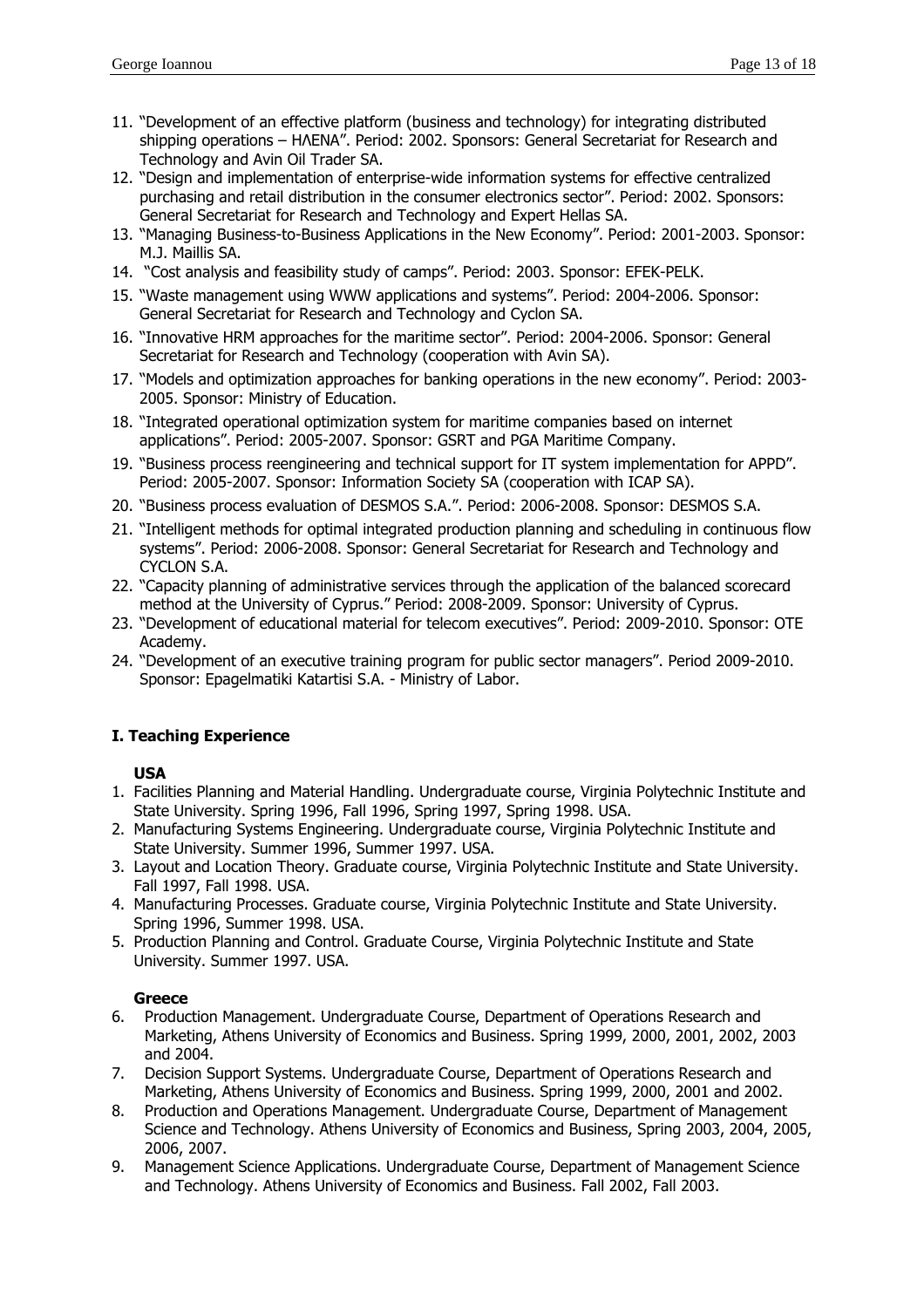11. "Development of an effective platform (business and technology) for integrating distributed shipping operations – ΗΛΕΝΑ". Period: 2002. Sponsors: General Secretariat for Research and Technology and Avin Oil Trader SA.
12. "Design and implementation of enterprise-wide information systems for effective centralized purchasing and retail distribution in the consumer electronics sector". Period: 2002. Sponsors: General Secretariat for Research and Technology and Expert Hellas SA.
13. "Managing Business-to-Business Applications in the New Economy". Period: 2001-2003. Sponsor: M.J. Maillis SA.
14. "Cost analysis and feasibility study of camps". Period: 2003. Sponsor: EFEK-PELK.
15. "Waste management using WWW applications and systems". Period: 2004-2006. Sponsor: General Secretariat for Research and Technology and Cyclon SA.
16. "Innovative HRM approaches for the maritime sector". Period: 2004-2006. Sponsor: General Secretariat for Research and Technology (cooperation with Avin SA).
17. "Models and optimization approaches for banking operations in the new economy". Period: 2003-2005. Sponsor: Ministry of Education.
18. "Integrated operational optimization system for maritime companies based on internet applications". Period: 2005-2007. Sponsor: GSRT and PGA Maritime Company.
19. "Business process reengineering and technical support for IT system implementation for APPD". Period: 2005-2007. Sponsor: Information Society SA (cooperation with ICAP SA).
20. "Business process evaluation of DESMOS S.A.". Period: 2006-2008. Sponsor: DESMOS S.A.
21. "Intelligent methods for optimal integrated production planning and scheduling in continuous flow systems". Period: 2006-2008. Sponsor: General Secretariat for Research and Technology and CYCLON S.A.
22. "Capacity planning of administrative services through the application of the balanced scorecard method at the University of Cyprus." Period: 2008-2009. Sponsor: University of Cyprus.
23. "Development of educational material for telecom executives". Period: 2009-2010. Sponsor: OTE Academy.
24. "Development of an executive training program for public sector managers". Period 2009-2010. Sponsor: Epagelmatiki Katartisi S.A. - Ministry of Labor.

## I. Teaching Experience

**USA**

1. Facilities Planning and Material Handling. Undergraduate course, Virginia Polytechnic Institute and State University. Spring 1996, Fall 1996, Spring 1997, Spring 1998. USA.
2. Manufacturing Systems Engineering. Undergraduate course, Virginia Polytechnic Institute and State University. Summer 1996, Summer 1997. USA.
3. Layout and Location Theory. Graduate course, Virginia Polytechnic Institute and State University. Fall 1997, Fall 1998. USA.
4. Manufacturing Processes. Graduate course, Virginia Polytechnic Institute and State University. Spring 1996, Summer 1998. USA.
5. Production Planning and Control. Graduate Course, Virginia Polytechnic Institute and State University. Summer 1997. USA.

**Greece**

6. Production Management. Undergraduate Course, Department of Operations Research and Marketing, Athens University of Economics and Business. Spring 1999, 2000, 2001, 2002, 2003 and 2004.
7. Decision Support Systems. Undergraduate Course, Department of Operations Research and Marketing, Athens University of Economics and Business. Spring 1999, 2000, 2001 and 2002.
8. Production and Operations Management. Undergraduate Course, Department of Management Science and Technology. Athens University of Economics and Business, Spring 2003, 2004, 2005, 2006, 2007.
9. Management Science Applications. Undergraduate Course, Department of Management Science and Technology. Athens University of Economics and Business. Fall 2002, Fall 2003.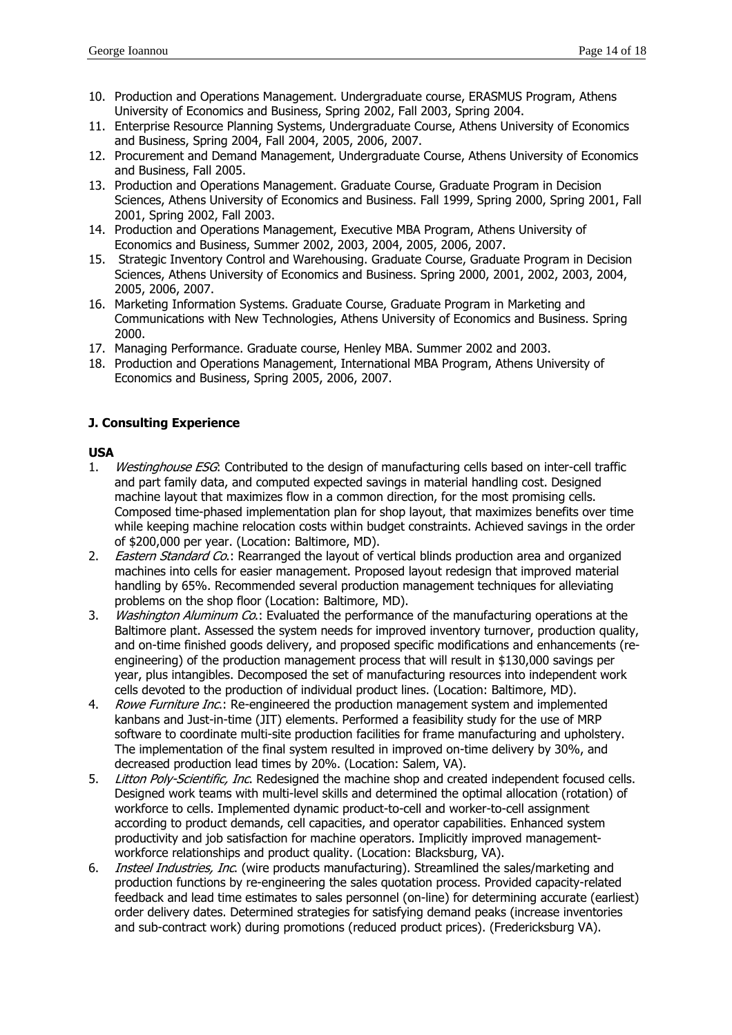10. Production and Operations Management. Undergraduate course, ERASMUS Program, Athens University of Economics and Business, Spring 2002, Fall 2003, Spring 2004.
11. Enterprise Resource Planning Systems, Undergraduate Course, Athens University of Economics and Business, Spring 2004, Fall 2004, 2005, 2006, 2007.
12. Procurement and Demand Management, Undergraduate Course, Athens University of Economics and Business, Fall 2005.
13. Production and Operations Management. Graduate Course, Graduate Program in Decision Sciences, Athens University of Economics and Business. Fall 1999, Spring 2000, Spring 2001, Fall 2001, Spring 2002, Fall 2003.
14. Production and Operations Management, Executive MBA Program, Athens University of Economics and Business, Summer 2002, 2003, 2004, 2005, 2006, 2007.
15. Strategic Inventory Control and Warehousing. Graduate Course, Graduate Program in Decision Sciences, Athens University of Economics and Business. Spring 2000, 2001, 2002, 2003, 2004, 2005, 2006, 2007.
16. Marketing Information Systems. Graduate Course, Graduate Program in Marketing and Communications with New Technologies, Athens University of Economics and Business. Spring 2000.
17. Managing Performance. Graduate course, Henley MBA. Summer 2002 and 2003.
18. Production and Operations Management, International MBA Program, Athens University of Economics and Business, Spring 2005, 2006, 2007.

### J. Consulting Experience

**USA**

1. *Westinghouse ESG*: Contributed to the design of manufacturing cells based on inter-cell traffic and part family data, and computed expected savings in material handling cost. Designed machine layout that maximizes flow in a common direction, for the most promising cells. Composed time-phased implementation plan for shop layout, that maximizes benefits over time while keeping machine relocation costs within budget constraints. Achieved savings in the order of $200,000 per year. (Location: Baltimore, MD).
2. *Eastern Standard Co.*: Rearranged the layout of vertical blinds production area and organized machines into cells for easier management. Proposed layout redesign that improved material handling by 65%. Recommended several production management techniques for alleviating problems on the shop floor (Location: Baltimore, MD).
3. *Washington Aluminum Co.*: Evaluated the performance of the manufacturing operations at the Baltimore plant. Assessed the system needs for improved inventory turnover, production quality, and on-time finished goods delivery, and proposed specific modifications and enhancements (re-engineering) of the production management process that will result in $130,000 savings per year, plus intangibles. Decomposed the set of manufacturing resources into independent work cells devoted to the production of individual product lines. (Location: Baltimore, MD).
4. *Rowe Furniture Inc.*: Re-engineered the production management system and implemented kanbans and Just-in-time (JIT) elements. Performed a feasibility study for the use of MRP software to coordinate multi-site production facilities for frame manufacturing and upholstery. The implementation of the final system resulted in improved on-time delivery by 30%, and decreased production lead times by 20%. (Location: Salem, VA).
5. *Litton Poly-Scientific, Inc*. Redesigned the machine shop and created independent focused cells. Designed work teams with multi-level skills and determined the optimal allocation (rotation) of workforce to cells. Implemented dynamic product-to-cell and worker-to-cell assignment according to product demands, cell capacities, and operator capabilities. Enhanced system productivity and job satisfaction for machine operators. Implicitly improved management-workforce relationships and product quality. (Location: Blacksburg, VA).
6. *Insteel Industries, Inc*. (wire products manufacturing). Streamlined the sales/marketing and production functions by re-engineering the sales quotation process. Provided capacity-related feedback and lead time estimates to sales personnel (on-line) for determining accurate (earliest) order delivery dates. Determined strategies for satisfying demand peaks (increase inventories and sub-contract work) during promotions (reduced product prices). (Fredericksburg VA).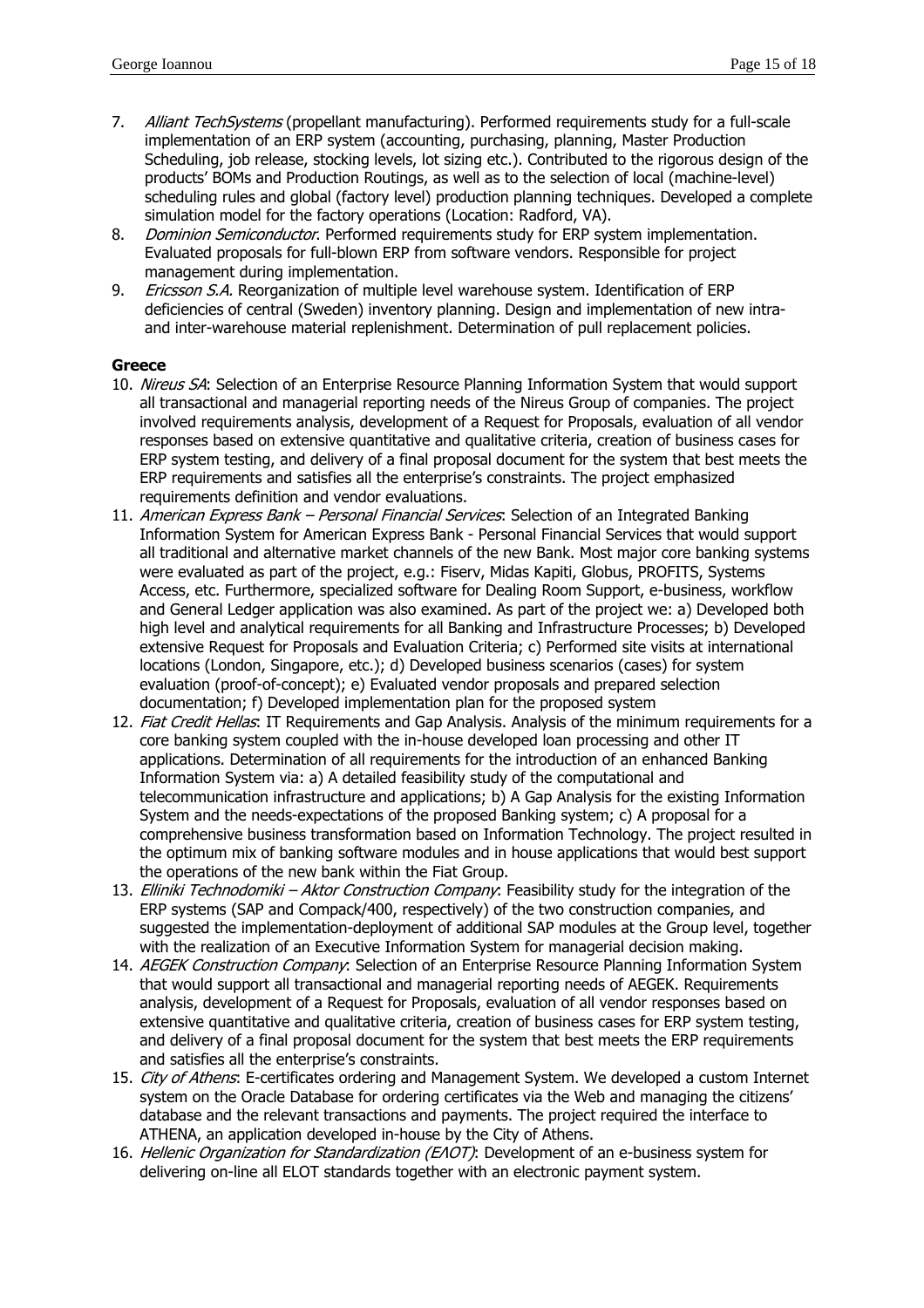7. *Alliant TechSystems* (propellant manufacturing). Performed requirements study for a full-scale implementation of an ERP system (accounting, purchasing, planning, Master Production Scheduling, job release, stocking levels, lot sizing etc.). Contributed to the rigorous design of the products' BOMs and Production Routings, as well as to the selection of local (machine-level) scheduling rules and global (factory level) production planning techniques. Developed a complete simulation model for the factory operations (Location: Radford, VA).
8. *Dominion Semiconductor*. Performed requirements study for ERP system implementation. Evaluated proposals for full-blown ERP from software vendors. Responsible for project management during implementation.
9. *Ericsson S.A.* Reorganization of multiple level warehouse system. Identification of ERP deficiencies of central (Sweden) inventory planning. Design and implementation of new intra- and inter-warehouse material replenishment. Determination of pull replacement policies.

**Greece**

10. *Nireus SA*: Selection of an Enterprise Resource Planning Information System that would support all transactional and managerial reporting needs of the Nireus Group of companies. The project involved requirements analysis, development of a Request for Proposals, evaluation of all vendor responses based on extensive quantitative and qualitative criteria, creation of business cases for ERP system testing, and delivery of a final proposal document for the system that best meets the ERP requirements and satisfies all the enterprise's constraints. The project emphasized requirements definition and vendor evaluations.
11. *American Express Bank – Personal Financial Services*: Selection of an Integrated Banking Information System for American Express Bank - Personal Financial Services that would support all traditional and alternative market channels of the new Bank. Most major core banking systems were evaluated as part of the project, e.g.: Fiserv, Midas Kapiti, Globus, PROFITS, Systems Access, etc. Furthermore, specialized software for Dealing Room Support, e-business, workflow and General Ledger application was also examined. As part of the project we: a) Developed both high level and analytical requirements for all Banking and Infrastructure Processes; b) Developed extensive Request for Proposals and Evaluation Criteria; c) Performed site visits at international locations (London, Singapore, etc.); d) Developed business scenarios (cases) for system evaluation (proof-of-concept); e) Evaluated vendor proposals and prepared selection documentation; f) Developed implementation plan for the proposed system
12. *Fiat Credit Hellas*: IT Requirements and Gap Analysis. Analysis of the minimum requirements for a core banking system coupled with the in-house developed loan processing and other IT applications. Determination of all requirements for the introduction of an enhanced Banking Information System via: a) A detailed feasibility study of the computational and telecommunication infrastructure and applications; b) A Gap Analysis for the existing Information System and the needs-expectations of the proposed Banking system; c) A proposal for a comprehensive business transformation based on Information Technology. The project resulted in the optimum mix of banking software modules and in house applications that would best support the operations of the new bank within the Fiat Group.
13. *Elliniki Technodomiki – Aktor Construction Company*: Feasibility study for the integration of the ERP systems (SAP and Compack/400, respectively) of the two construction companies, and suggested the implementation-deployment of additional SAP modules at the Group level, together with the realization of an Executive Information System for managerial decision making.
14. *AEGEK Construction Company*: Selection of an Enterprise Resource Planning Information System that would support all transactional and managerial reporting needs of AEGEK. Requirements analysis, development of a Request for Proposals, evaluation of all vendor responses based on extensive quantitative and qualitative criteria, creation of business cases for ERP system testing, and delivery of a final proposal document for the system that best meets the ERP requirements and satisfies all the enterprise's constraints.
15. *City of Athens*: E-certificates ordering and Management System. We developed a custom Internet system on the Oracle Database for ordering certificates via the Web and managing the citizens' database and the relevant transactions and payments. The project required the interface to ATHENA, an application developed in-house by the City of Athens.
16. *Hellenic Organization for Standardization (ΕΛΟΤ)*: Development of an e-business system for delivering on-line all ELOT standards together with an electronic payment system.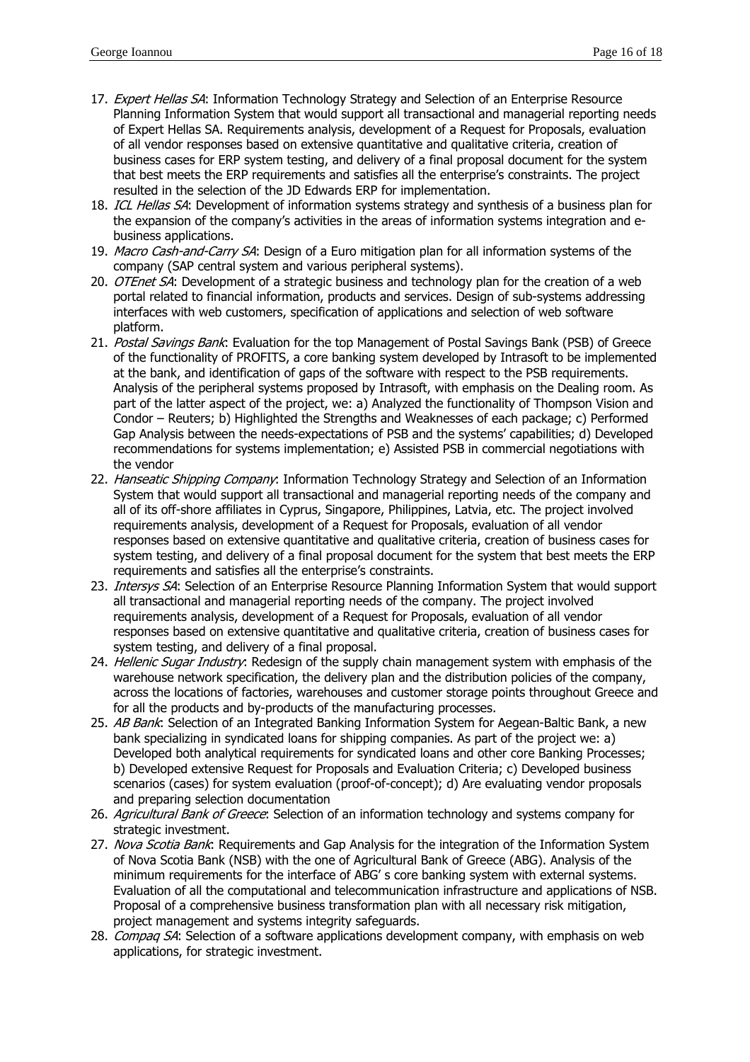17. *Expert Hellas SA*: Information Technology Strategy and Selection of an Enterprise Resource Planning Information System that would support all transactional and managerial reporting needs of Expert Hellas SA. Requirements analysis, development of a Request for Proposals, evaluation of all vendor responses based on extensive quantitative and qualitative criteria, creation of business cases for ERP system testing, and delivery of a final proposal document for the system that best meets the ERP requirements and satisfies all the enterprise's constraints. The project resulted in the selection of the JD Edwards ERP for implementation.
18. *ICL Hellas SA*: Development of information systems strategy and synthesis of a business plan for the expansion of the company's activities in the areas of information systems integration and e-business applications.
19. *Macro Cash-and-Carry SA*: Design of a Euro mitigation plan for all information systems of the company (SAP central system and various peripheral systems).
20. *OTEnet SA*: Development of a strategic business and technology plan for the creation of a web portal related to financial information, products and services. Design of sub-systems addressing interfaces with web customers, specification of applications and selection of web software platform.
21. *Postal Savings Bank*: Evaluation for the top Management of Postal Savings Bank (PSB) of Greece of the functionality of PROFITS, a core banking system developed by Intrasoft to be implemented at the bank, and identification of gaps of the software with respect to the PSB requirements. Analysis of the peripheral systems proposed by Intrasoft, with emphasis on the Dealing room. As part of the latter aspect of the project, we: a) Analyzed the functionality of Thompson Vision and Condor – Reuters; b) Highlighted the Strengths and Weaknesses of each package; c) Performed Gap Analysis between the needs-expectations of PSB and the systems' capabilities; d) Developed recommendations for systems implementation; e) Assisted PSB in commercial negotiations with the vendor
22. *Hanseatic Shipping Company*: Information Technology Strategy and Selection of an Information System that would support all transactional and managerial reporting needs of the company and all of its off-shore affiliates in Cyprus, Singapore, Philippines, Latvia, etc. The project involved requirements analysis, development of a Request for Proposals, evaluation of all vendor responses based on extensive quantitative and qualitative criteria, creation of business cases for system testing, and delivery of a final proposal document for the system that best meets the ERP requirements and satisfies all the enterprise's constraints.
23. *Intersys SA*: Selection of an Enterprise Resource Planning Information System that would support all transactional and managerial reporting needs of the company. The project involved requirements analysis, development of a Request for Proposals, evaluation of all vendor responses based on extensive quantitative and qualitative criteria, creation of business cases for system testing, and delivery of a final proposal.
24. *Hellenic Sugar Industry*: Redesign of the supply chain management system with emphasis of the warehouse network specification, the delivery plan and the distribution policies of the company, across the locations of factories, warehouses and customer storage points throughout Greece and for all the products and by-products of the manufacturing processes.
25. *AB Bank*: Selection of an Integrated Banking Information System for Aegean-Baltic Bank, a new bank specializing in syndicated loans for shipping companies. As part of the project we: a) Developed both analytical requirements for syndicated loans and other core Banking Processes; b) Developed extensive Request for Proposals and Evaluation Criteria; c) Developed business scenarios (cases) for system evaluation (proof-of-concept); d) Are evaluating vendor proposals and preparing selection documentation
26. *Agricultural Bank of Greece*: Selection of an information technology and systems company for strategic investment.
27. *Nova Scotia Bank*: Requirements and Gap Analysis for the integration of the Information System of Nova Scotia Bank (NSB) with the one of Agricultural Bank of Greece (ABG). Analysis of the minimum requirements for the interface of ABG' s core banking system with external systems. Evaluation of all the computational and telecommunication infrastructure and applications of NSB. Proposal of a comprehensive business transformation plan with all necessary risk mitigation, project management and systems integrity safeguards.
28. *Compaq SA*: Selection of a software applications development company, with emphasis on web applications, for strategic investment.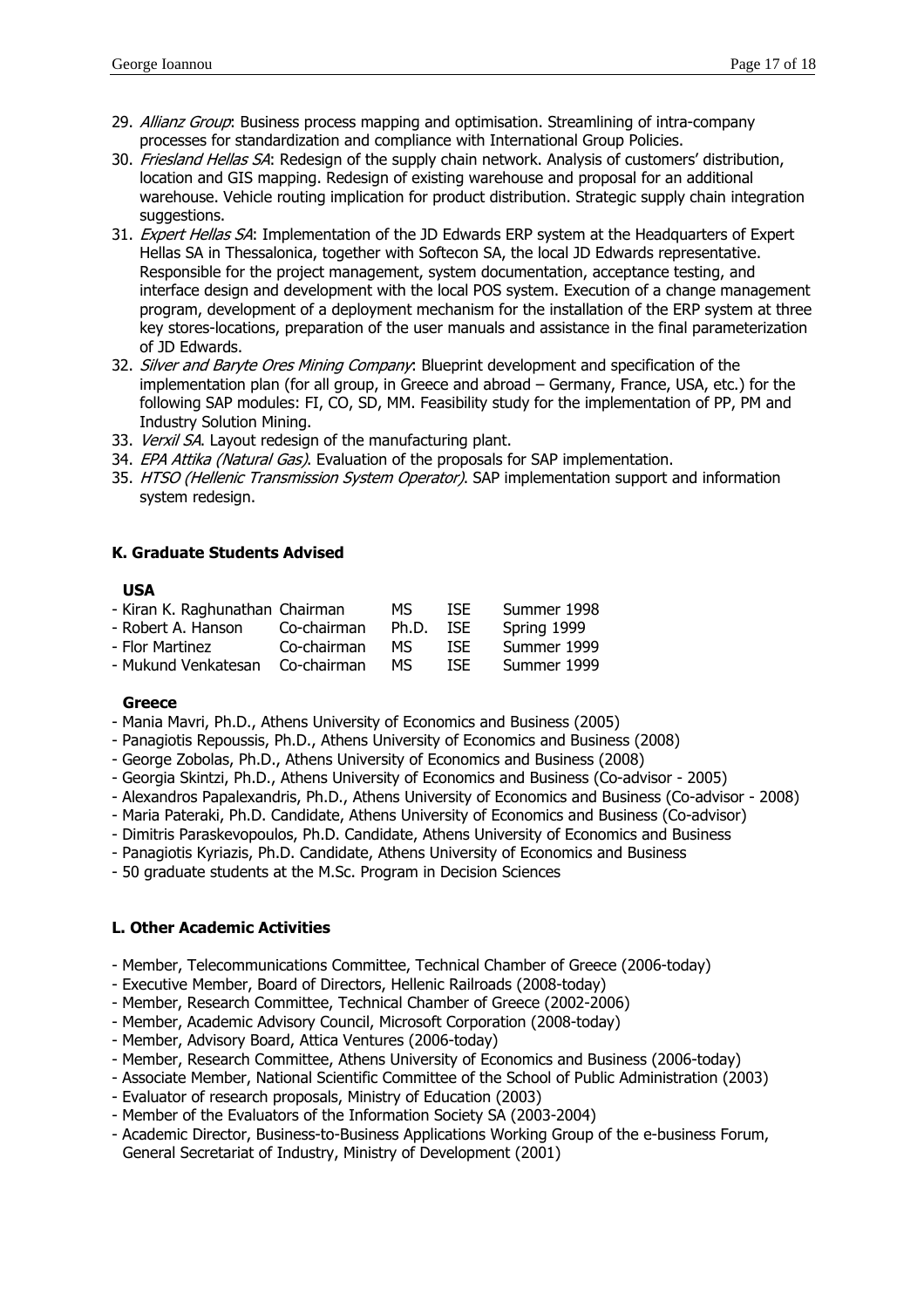29. *Allianz Group*: Business process mapping and optimisation. Streamlining of intra-company processes for standardization and compliance with International Group Policies.
30. *Friesland Hellas SA*: Redesign of the supply chain network. Analysis of customers' distribution, location and GIS mapping. Redesign of existing warehouse and proposal for an additional warehouse. Vehicle routing implication for product distribution. Strategic supply chain integration suggestions.
31. *Expert Hellas SA*: Implementation of the JD Edwards ERP system at the Headquarters of Expert Hellas SA in Thessalonica, together with Softecon SA, the local JD Edwards representative. Responsible for the project management, system documentation, acceptance testing, and interface design and development with the local POS system. Execution of a change management program, development of a deployment mechanism for the installation of the ERP system at three key stores-locations, preparation of the user manuals and assistance in the final parameterization of JD Edwards.
32. *Silver and Baryte Ores Mining Company*: Blueprint development and specification of the implementation plan (for all group, in Greece and abroad – Germany, France, USA, etc.) for the following SAP modules: FI, CO, SD, MM. Feasibility study for the implementation of PP, PM and Industry Solution Mining.
33. *Verxil SA*. Layout redesign of the manufacturing plant.
34. *EPA Attika (Natural Gas)*. Evaluation of the proposals for SAP implementation.
35. *HTSO (Hellenic Transmission System Operator)*. SAP implementation support and information system redesign.

## K. Graduate Students Advised

### USA

| | | | | |
|---|---|---|---|---|
| - Kiran K. Raghunathan | Chairman | MS | ISE | Summer 1998 |
| - Robert A. Hanson | Co-chairman | Ph.D. | ISE | Spring 1999 |
| - Flor Martinez | Co-chairman | MS | ISE | Summer 1999 |
| - Mukund Venkatesan | Co-chairman | MS | ISE | Summer 1999 |

### Greece

- Mania Mavri, Ph.D., Athens University of Economics and Business (2005)
- Panagiotis Repoussis, Ph.D., Athens University of Economics and Business (2008)
- George Zobolas, Ph.D., Athens University of Economics and Business (2008)
- Georgia Skintzi, Ph.D., Athens University of Economics and Business (Co-advisor - 2005)
- Alexandros Papalexandris, Ph.D., Athens University of Economics and Business (Co-advisor - 2008)
- Maria Pateraki, Ph.D. Candidate, Athens University of Economics and Business (Co-advisor)
- Dimitris Paraskevopoulos, Ph.D. Candidate, Athens University of Economics and Business
- Panagiotis Kyriazis, Ph.D. Candidate, Athens University of Economics and Business
- 50 graduate students at the M.Sc. Program in Decision Sciences

## L. Other Academic Activities

- Member, Telecommunications Committee, Technical Chamber of Greece (2006-today)
- Executive Member, Board of Directors, Hellenic Railroads (2008-today)
- Member, Research Committee, Technical Chamber of Greece (2002-2006)
- Member, Academic Advisory Council, Microsoft Corporation (2008-today)
- Member, Advisory Board, Attica Ventures (2006-today)
- Member, Research Committee, Athens University of Economics and Business (2006-today)
- Associate Member, National Scientific Committee of the School of Public Administration (2003)
- Evaluator of research proposals, Ministry of Education (2003)
- Member of the Evaluators of the Information Society SA (2003-2004)
- Academic Director, Business-to-Business Applications Working Group of the e-business Forum, General Secretariat of Industry, Ministry of Development (2001)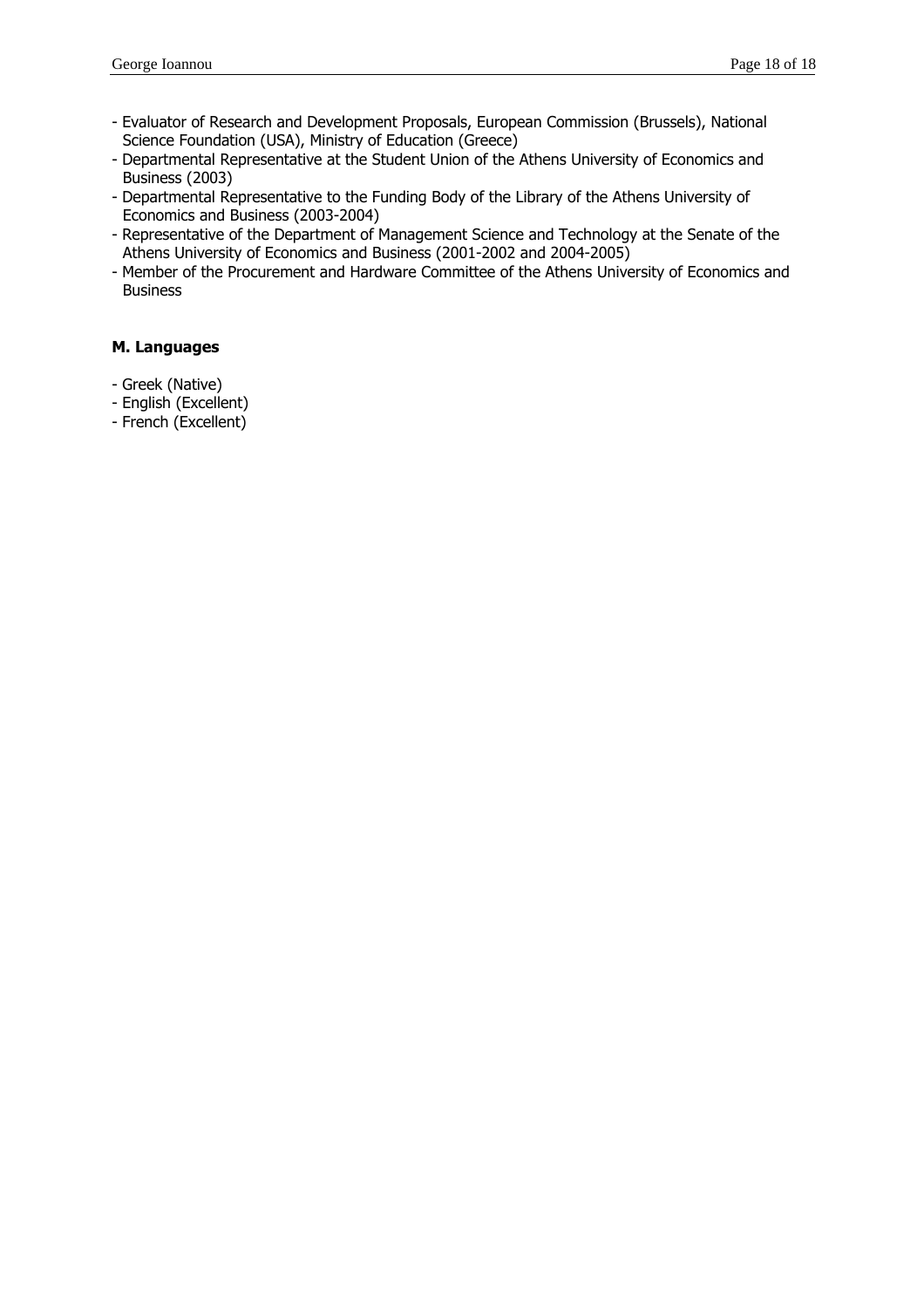- Evaluator of Research and Development Proposals, European Commission (Brussels), National Science Foundation (USA), Ministry of Education (Greece)
- Departmental Representative at the Student Union of the Athens University of Economics and Business (2003)
- Departmental Representative to the Funding Body of the Library of the Athens University of Economics and Business (2003-2004)
- Representative of the Department of Management Science and Technology at the Senate of the Athens University of Economics and Business (2001-2002 and 2004-2005)
- Member of the Procurement and Hardware Committee of the Athens University of Economics and Business

**M. Languages**

- Greek (Native)
- English (Excellent)
- French (Excellent)